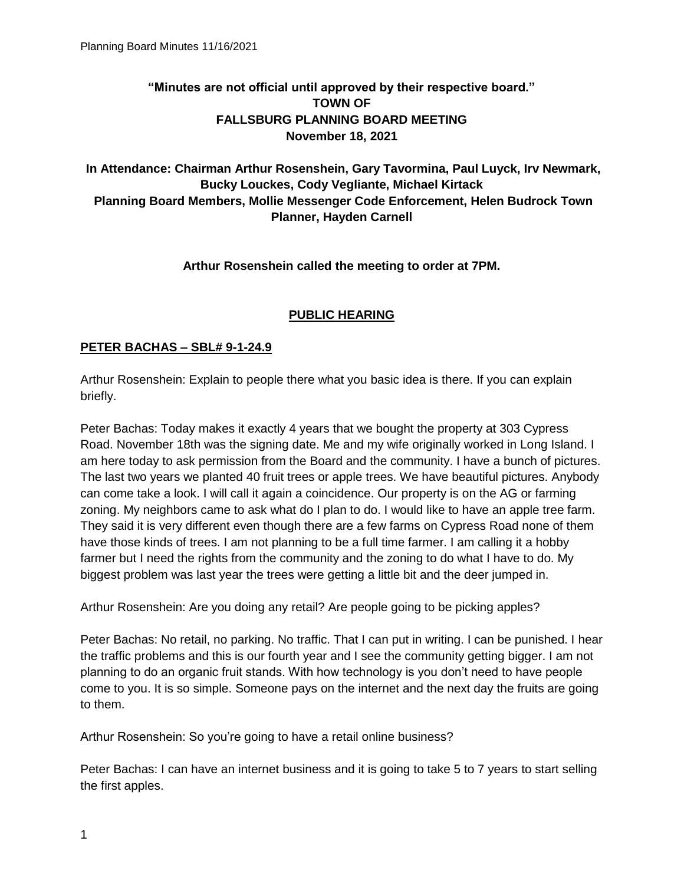**"Minutes are not official until approved by their respective board."**
**TOWN OF**
**FALLSBURG PLANNING BOARD MEETING**
**November 18, 2021**

**In Attendance: Chairman Arthur Rosenshein, Gary Tavormina, Paul Luyck, Irv Newmark, Bucky Louckes, Cody Vegliante, Michael Kirtack Planning Board Members, Mollie Messenger Code Enforcement, Helen Budrock Town Planner, Hayden Carnell**

**Arthur Rosenshein called the meeting to order at 7PM.**

## PUBLIC HEARING

### PETER BACHAS – SBL# 9-1-24.9

Arthur Rosenshein: Explain to people there what you basic idea is there. If you can explain briefly.

Peter Bachas: Today makes it exactly 4 years that we bought the property at 303 Cypress Road. November 18th was the signing date. Me and my wife originally worked in Long Island. I am here today to ask permission from the Board and the community. I have a bunch of pictures. The last two years we planted 40 fruit trees or apple trees. We have beautiful pictures. Anybody can come take a look. I will call it again a coincidence. Our property is on the AG or farming zoning. My neighbors came to ask what do I plan to do. I would like to have an apple tree farm. They said it is very different even though there are a few farms on Cypress Road none of them have those kinds of trees. I am not planning to be a full time farmer. I am calling it a hobby farmer but I need the rights from the community and the zoning to do what I have to do. My biggest problem was last year the trees were getting a little bit and the deer jumped in.

Arthur Rosenshein: Are you doing any retail? Are people going to be picking apples?

Peter Bachas: No retail, no parking. No traffic. That I can put in writing. I can be punished. I hear the traffic problems and this is our fourth year and I see the community getting bigger. I am not planning to do an organic fruit stands. With how technology is you don't need to have people come to you. It is so simple. Someone pays on the internet and the next day the fruits are going to them.

Arthur Rosenshein: So you're going to have a retail online business?

Peter Bachas: I can have an internet business and it is going to take 5 to 7 years to start selling the first apples.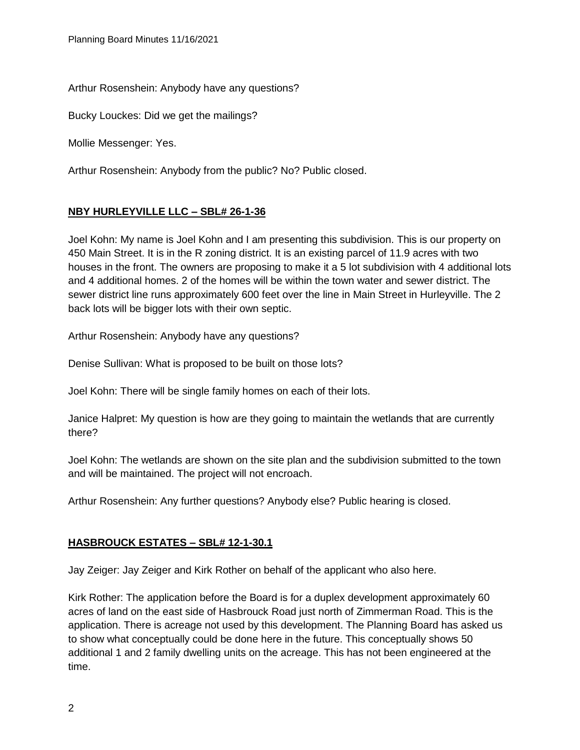Arthur Rosenshein: Anybody have any questions?

Bucky Louckes: Did we get the mailings?

Mollie Messenger: Yes.

Arthur Rosenshein: Anybody from the public? No? Public closed.

**NBY HURLEYVILLE LLC – SBL# 26-1-36**

Joel Kohn: My name is Joel Kohn and I am presenting this subdivision. This is our property on 450 Main Street. It is in the R zoning district. It is an existing parcel of 11.9 acres with two houses in the front. The owners are proposing to make it a 5 lot subdivision with 4 additional lots and 4 additional homes. 2 of the homes will be within the town water and sewer district. The sewer district line runs approximately 600 feet over the line in Main Street in Hurleyville. The 2 back lots will be bigger lots with their own septic.

Arthur Rosenshein: Anybody have any questions?

Denise Sullivan: What is proposed to be built on those lots?

Joel Kohn: There will be single family homes on each of their lots.

Janice Halpret: My question is how are they going to maintain the wetlands that are currently there?

Joel Kohn: The wetlands are shown on the site plan and the subdivision submitted to the town and will be maintained. The project will not encroach.

Arthur Rosenshein: Any further questions? Anybody else? Public hearing is closed.

**HASBROUCK ESTATES – SBL# 12-1-30.1**

Jay Zeiger: Jay Zeiger and Kirk Rother on behalf of the applicant who also here.

Kirk Rother: The application before the Board is for a duplex development approximately 60 acres of land on the east side of Hasbrouck Road just north of Zimmerman Road. This is the application. There is acreage not used by this development. The Planning Board has asked us to show what conceptually could be done here in the future. This conceptually shows 50 additional 1 and 2 family dwelling units on the acreage. This has not been engineered at the time.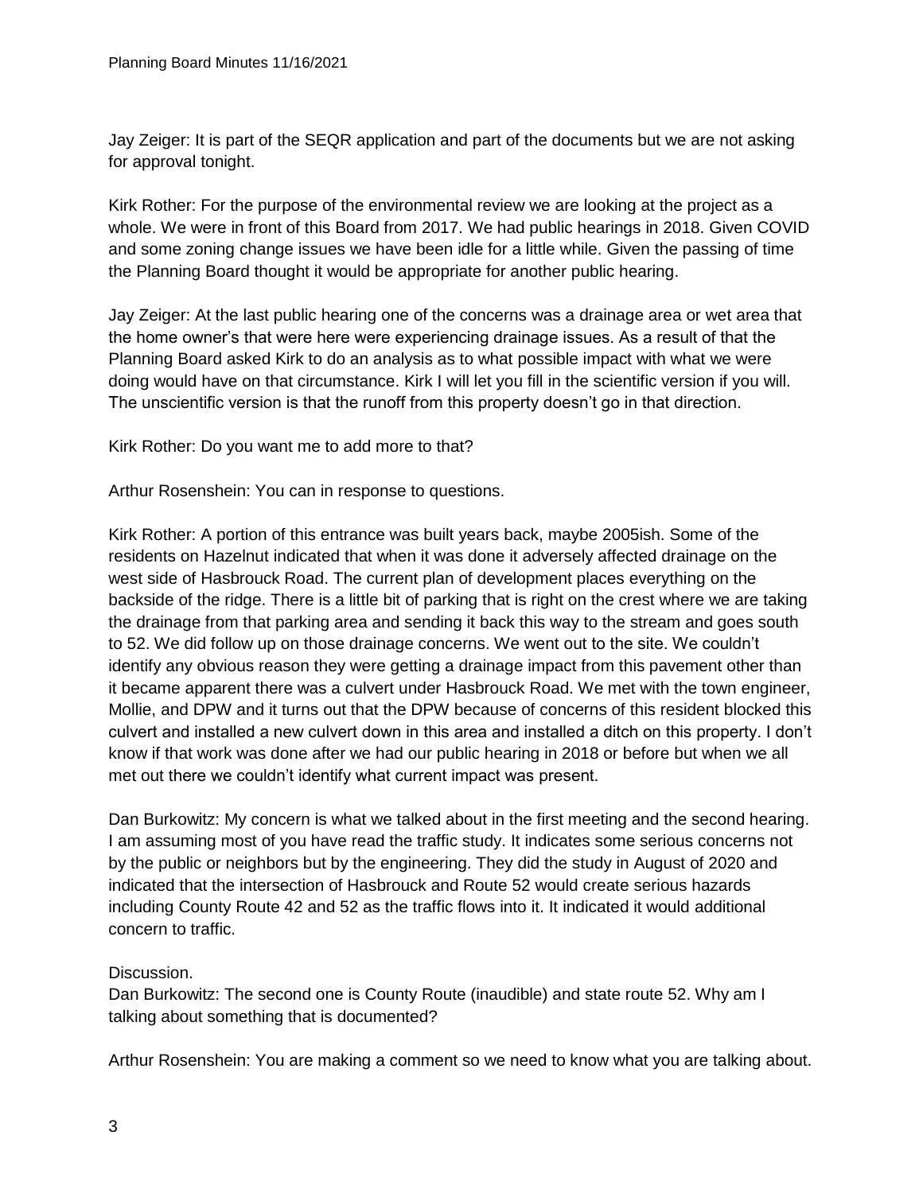Jay Zeiger: It is part of the SEQR application and part of the documents but we are not asking for approval tonight.

Kirk Rother: For the purpose of the environmental review we are looking at the project as a whole. We were in front of this Board from 2017. We had public hearings in 2018. Given COVID and some zoning change issues we have been idle for a little while. Given the passing of time the Planning Board thought it would be appropriate for another public hearing.

Jay Zeiger: At the last public hearing one of the concerns was a drainage area or wet area that the home owner's that were here were experiencing drainage issues. As a result of that the Planning Board asked Kirk to do an analysis as to what possible impact with what we were doing would have on that circumstance. Kirk I will let you fill in the scientific version if you will. The unscientific version is that the runoff from this property doesn't go in that direction.

Kirk Rother: Do you want me to add more to that?

Arthur Rosenshein: You can in response to questions.

Kirk Rother: A portion of this entrance was built years back, maybe 2005ish. Some of the residents on Hazelnut indicated that when it was done it adversely affected drainage on the west side of Hasbrouck Road. The current plan of development places everything on the backside of the ridge. There is a little bit of parking that is right on the crest where we are taking the drainage from that parking area and sending it back this way to the stream and goes south to 52. We did follow up on those drainage concerns. We went out to the site. We couldn't identify any obvious reason they were getting a drainage impact from this pavement other than it became apparent there was a culvert under Hasbrouck Road. We met with the town engineer, Mollie, and DPW and it turns out that the DPW because of concerns of this resident blocked this culvert and installed a new culvert down in this area and installed a ditch on this property. I don't know if that work was done after we had our public hearing in 2018 or before but when we all met out there we couldn't identify what current impact was present.

Dan Burkowitz: My concern is what we talked about in the first meeting and the second hearing. I am assuming most of you have read the traffic study. It indicates some serious concerns not by the public or neighbors but by the engineering. They did the study in August of 2020 and indicated that the intersection of Hasbrouck and Route 52 would create serious hazards including County Route 42 and 52 as the traffic flows into it. It indicated it would additional concern to traffic.

Discussion.

Dan Burkowitz: The second one is County Route (inaudible) and state route 52. Why am I talking about something that is documented?

Arthur Rosenshein: You are making a comment so we need to know what you are talking about.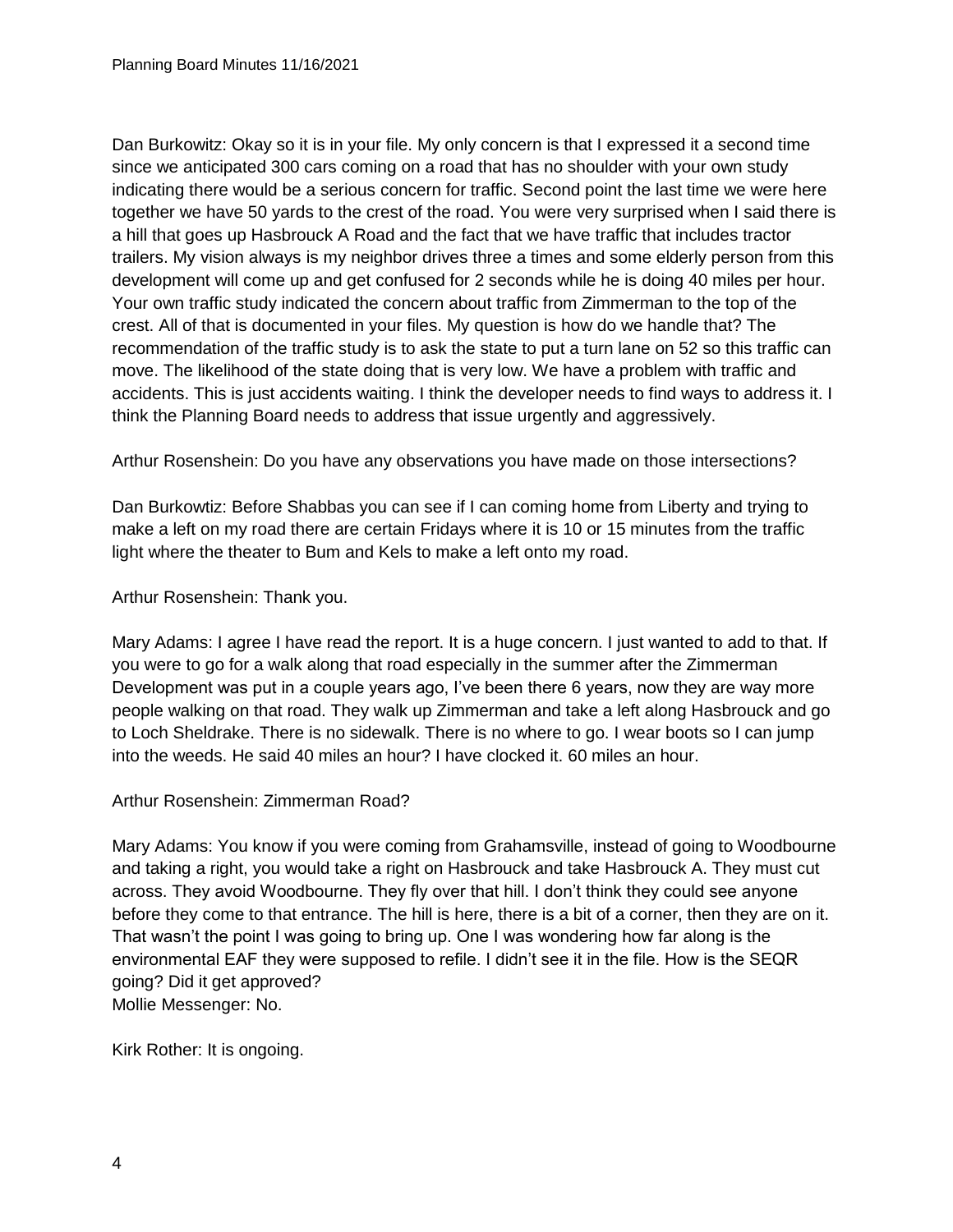Dan Burkowitz: Okay so it is in your file. My only concern is that I expressed it a second time since we anticipated 300 cars coming on a road that has no shoulder with your own study indicating there would be a serious concern for traffic. Second point the last time we were here together we have 50 yards to the crest of the road. You were very surprised when I said there is a hill that goes up Hasbrouck A Road and the fact that we have traffic that includes tractor trailers. My vision always is my neighbor drives three a times and some elderly person from this development will come up and get confused for 2 seconds while he is doing 40 miles per hour. Your own traffic study indicated the concern about traffic from Zimmerman to the top of the crest. All of that is documented in your files. My question is how do we handle that? The recommendation of the traffic study is to ask the state to put a turn lane on 52 so this traffic can move. The likelihood of the state doing that is very low. We have a problem with traffic and accidents. This is just accidents waiting. I think the developer needs to find ways to address it. I think the Planning Board needs to address that issue urgently and aggressively.

Arthur Rosenshein: Do you have any observations you have made on those intersections?

Dan Burkowtiz: Before Shabbas you can see if I can coming home from Liberty and trying to make a left on my road there are certain Fridays where it is 10 or 15 minutes from the traffic light where the theater to Bum and Kels to make a left onto my road.

Arthur Rosenshein: Thank you.

Mary Adams: I agree I have read the report. It is a huge concern. I just wanted to add to that. If you were to go for a walk along that road especially in the summer after the Zimmerman Development was put in a couple years ago, I've been there 6 years, now they are way more people walking on that road. They walk up Zimmerman and take a left along Hasbrouck and go to Loch Sheldrake. There is no sidewalk. There is no where to go. I wear boots so I can jump into the weeds. He said 40 miles an hour? I have clocked it. 60 miles an hour.

Arthur Rosenshein: Zimmerman Road?

Mary Adams: You know if you were coming from Grahamsville, instead of going to Woodbourne and taking a right, you would take a right on Hasbrouck and take Hasbrouck A. They must cut across. They avoid Woodbourne. They fly over that hill. I don't think they could see anyone before they come to that entrance. The hill is here, there is a bit of a corner, then they are on it. That wasn't the point I was going to bring up. One I was wondering how far along is the environmental EAF they were supposed to refile. I didn't see it in the file. How is the SEQR going? Did it get approved?
Mollie Messenger: No.

Kirk Rother: It is ongoing.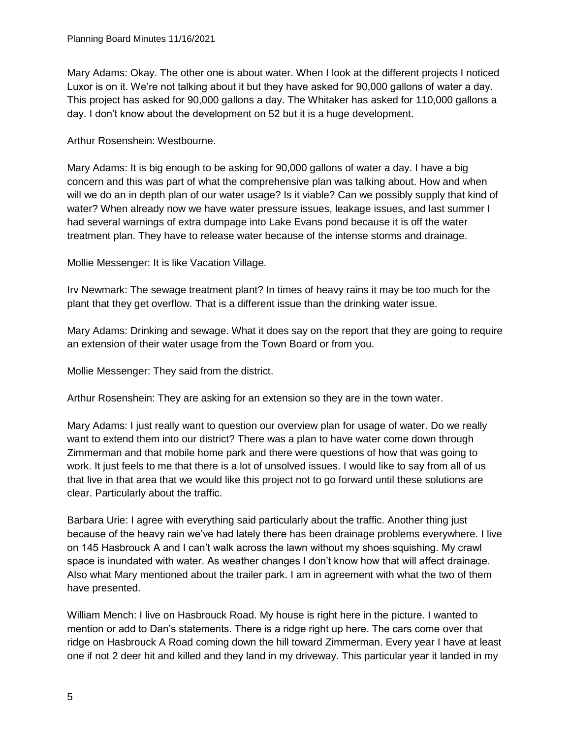Mary Adams: Okay. The other one is about water. When I look at the different projects I noticed Luxor is on it. We're not talking about it but they have asked for 90,000 gallons of water a day. This project has asked for 90,000 gallons a day. The Whitaker has asked for 110,000 gallons a day. I don't know about the development on 52 but it is a huge development.

Arthur Rosenshein: Westbourne.

Mary Adams: It is big enough to be asking for 90,000 gallons of water a day. I have a big concern and this was part of what the comprehensive plan was talking about. How and when will we do an in depth plan of our water usage? Is it viable? Can we possibly supply that kind of water? When already now we have water pressure issues, leakage issues, and last summer I had several warnings of extra dumpage into Lake Evans pond because it is off the water treatment plan. They have to release water because of the intense storms and drainage.

Mollie Messenger: It is like Vacation Village.

Irv Newmark: The sewage treatment plant? In times of heavy rains it may be too much for the plant that they get overflow. That is a different issue than the drinking water issue.

Mary Adams: Drinking and sewage. What it does say on the report that they are going to require an extension of their water usage from the Town Board or from you.

Mollie Messenger: They said from the district.

Arthur Rosenshein: They are asking for an extension so they are in the town water.

Mary Adams: I just really want to question our overview plan for usage of water. Do we really want to extend them into our district? There was a plan to have water come down through Zimmerman and that mobile home park and there were questions of how that was going to work. It just feels to me that there is a lot of unsolved issues. I would like to say from all of us that live in that area that we would like this project not to go forward until these solutions are clear. Particularly about the traffic.

Barbara Urie: I agree with everything said particularly about the traffic. Another thing just because of the heavy rain we've had lately there has been drainage problems everywhere. I live on 145 Hasbrouck A and I can't walk across the lawn without my shoes squishing. My crawl space is inundated with water. As weather changes I don't know how that will affect drainage. Also what Mary mentioned about the trailer park. I am in agreement with what the two of them have presented.

William Mench: I live on Hasbrouck Road. My house is right here in the picture. I wanted to mention or add to Dan's statements. There is a ridge right up here. The cars come over that ridge on Hasbrouck A Road coming down the hill toward Zimmerman. Every year I have at least one if not 2 deer hit and killed and they land in my driveway. This particular year it landed in my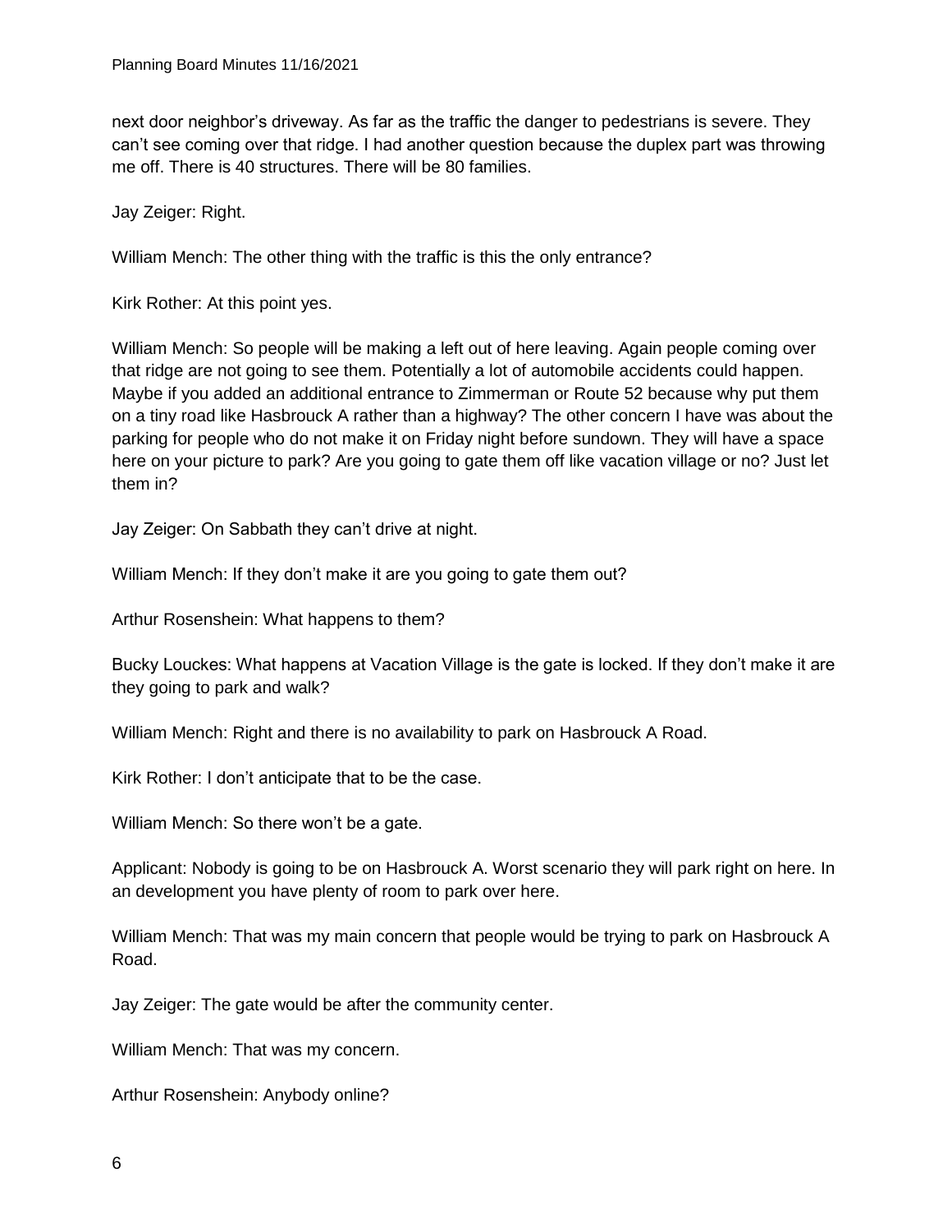next door neighbor's driveway. As far as the traffic the danger to pedestrians is severe. They can't see coming over that ridge. I had another question because the duplex part was throwing me off. There is 40 structures. There will be 80 families.

Jay Zeiger: Right.

William Mench: The other thing with the traffic is this the only entrance?

Kirk Rother: At this point yes.

William Mench: So people will be making a left out of here leaving. Again people coming over that ridge are not going to see them. Potentially a lot of automobile accidents could happen. Maybe if you added an additional entrance to Zimmerman or Route 52 because why put them on a tiny road like Hasbrouck A rather than a highway? The other concern I have was about the parking for people who do not make it on Friday night before sundown. They will have a space here on your picture to park? Are you going to gate them off like vacation village or no? Just let them in?

Jay Zeiger: On Sabbath they can't drive at night.

William Mench: If they don't make it are you going to gate them out?

Arthur Rosenshein: What happens to them?

Bucky Louckes: What happens at Vacation Village is the gate is locked. If they don't make it are they going to park and walk?

William Mench: Right and there is no availability to park on Hasbrouck A Road.

Kirk Rother: I don't anticipate that to be the case.

William Mench: So there won't be a gate.

Applicant: Nobody is going to be on Hasbrouck A. Worst scenario they will park right on here. In an development you have plenty of room to park over here.

William Mench: That was my main concern that people would be trying to park on Hasbrouck A Road.

Jay Zeiger: The gate would be after the community center.

William Mench: That was my concern.

Arthur Rosenshein: Anybody online?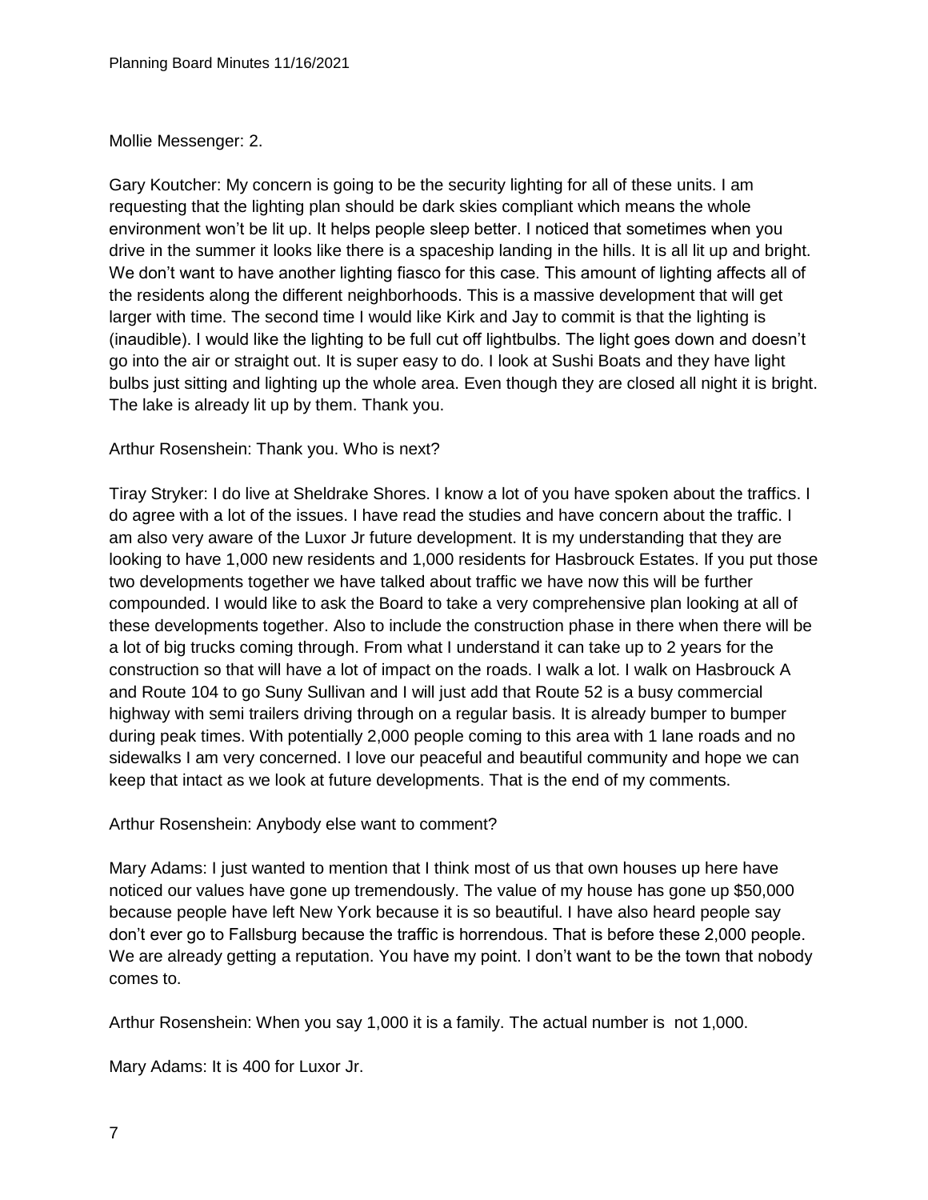Mollie Messenger: 2.

Gary Koutcher: My concern is going to be the security lighting for all of these units. I am requesting that the lighting plan should be dark skies compliant which means the whole environment won't be lit up. It helps people sleep better. I noticed that sometimes when you drive in the summer it looks like there is a spaceship landing in the hills. It is all lit up and bright. We don't want to have another lighting fiasco for this case. This amount of lighting affects all of the residents along the different neighborhoods. This is a massive development that will get larger with time. The second time I would like Kirk and Jay to commit is that the lighting is (inaudible). I would like the lighting to be full cut off lightbulbs. The light goes down and doesn't go into the air or straight out. It is super easy to do. I look at Sushi Boats and they have light bulbs just sitting and lighting up the whole area. Even though they are closed all night it is bright. The lake is already lit up by them. Thank you.

Arthur Rosenshein: Thank you. Who is next?

Tiray Stryker: I do live at Sheldrake Shores. I know a lot of you have spoken about the traffics. I do agree with a lot of the issues. I have read the studies and have concern about the traffic. I am also very aware of the Luxor Jr future development. It is my understanding that they are looking to have 1,000 new residents and 1,000 residents for Hasbrouck Estates. If you put those two developments together we have talked about traffic we have now this will be further compounded. I would like to ask the Board to take a very comprehensive plan looking at all of these developments together. Also to include the construction phase in there when there will be a lot of big trucks coming through. From what I understand it can take up to 2 years for the construction so that will have a lot of impact on the roads. I walk a lot. I walk on Hasbrouck A and Route 104 to go Suny Sullivan and I will just add that Route 52 is a busy commercial highway with semi trailers driving through on a regular basis. It is already bumper to bumper during peak times. With potentially 2,000 people coming to this area with 1 lane roads and no sidewalks I am very concerned. I love our peaceful and beautiful community and hope we can keep that intact as we look at future developments. That is the end of my comments.

Arthur Rosenshein: Anybody else want to comment?

Mary Adams: I just wanted to mention that I think most of us that own houses up here have noticed our values have gone up tremendously. The value of my house has gone up $50,000 because people have left New York because it is so beautiful. I have also heard people say don't ever go to Fallsburg because the traffic is horrendous. That is before these 2,000 people. We are already getting a reputation. You have my point. I don't want to be the town that nobody comes to.

Arthur Rosenshein: When you say 1,000 it is a family. The actual number is not 1,000.

Mary Adams: It is 400 for Luxor Jr.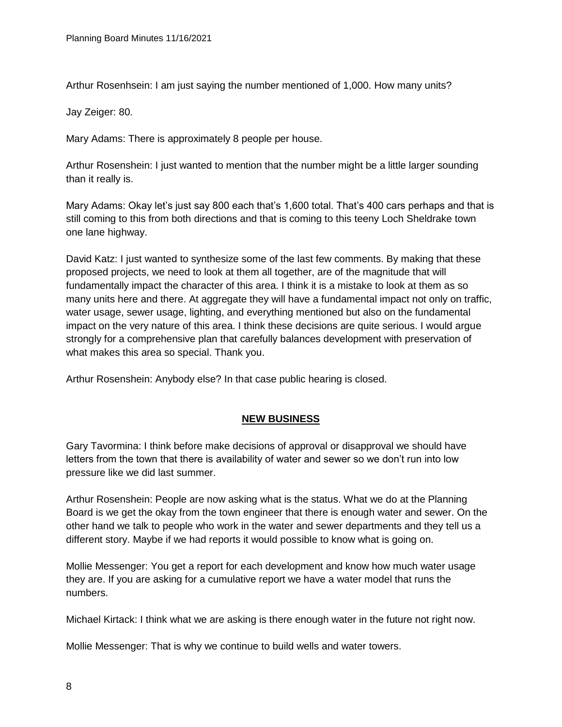Arthur Rosenhsein: I am just saying the number mentioned of 1,000. How many units?

Jay Zeiger: 80.

Mary Adams: There is approximately 8 people per house.

Arthur Rosenshein: I just wanted to mention that the number might be a little larger sounding than it really is.

Mary Adams: Okay let's just say 800 each that's 1,600 total. That's 400 cars perhaps and that is still coming to this from both directions and that is coming to this teeny Loch Sheldrake town one lane highway.

David Katz: I just wanted to synthesize some of the last few comments. By making that these proposed projects, we need to look at them all together, are of the magnitude that will fundamentally impact the character of this area. I think it is a mistake to look at them as so many units here and there. At aggregate they will have a fundamental impact not only on traffic, water usage, sewer usage, lighting, and everything mentioned but also on the fundamental impact on the very nature of this area. I think these decisions are quite serious. I would argue strongly for a comprehensive plan that carefully balances development with preservation of what makes this area so special. Thank you.

Arthur Rosenshein: Anybody else? In that case public hearing is closed.

## NEW BUSINESS

Gary Tavormina: I think before make decisions of approval or disapproval we should have letters from the town that there is availability of water and sewer so we don't run into low pressure like we did last summer.

Arthur Rosenshein: People are now asking what is the status. What we do at the Planning Board is we get the okay from the town engineer that there is enough water and sewer. On the other hand we talk to people who work in the water and sewer departments and they tell us a different story. Maybe if we had reports it would possible to know what is going on.

Mollie Messenger: You get a report for each development and know how much water usage they are. If you are asking for a cumulative report we have a water model that runs the numbers.

Michael Kirtack: I think what we are asking is there enough water in the future not right now.

Mollie Messenger: That is why we continue to build wells and water towers.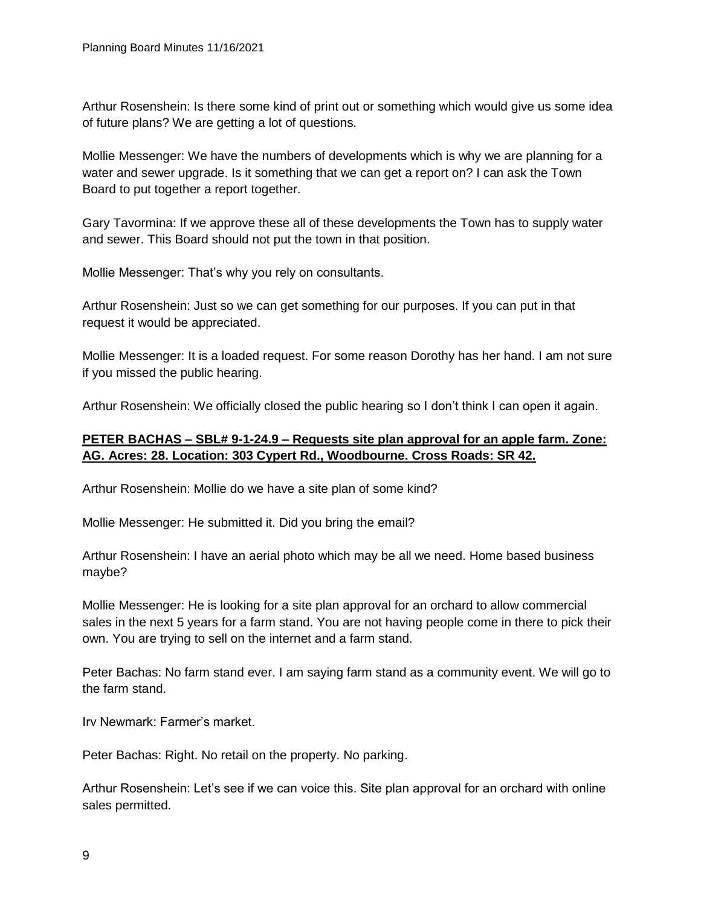Arthur Rosenshein: Is there some kind of print out or something which would give us some idea of future plans? We are getting a lot of questions.

Mollie Messenger: We have the numbers of developments which is why we are planning for a water and sewer upgrade. Is it something that we can get a report on? I can ask the Town Board to put together a report together.

Gary Tavormina: If we approve these all of these developments the Town has to supply water and sewer. This Board should not put the town in that position.

Mollie Messenger: That's why you rely on consultants.

Arthur Rosenshein: Just so we can get something for our purposes. If you can put in that request it would be appreciated.

Mollie Messenger: It is a loaded request. For some reason Dorothy has her hand. I am not sure if you missed the public hearing.

Arthur Rosenshein: We officially closed the public hearing so I don't think I can open it again.

**PETER BACHAS – SBL# 9-1-24.9 – Requests site plan approval for an apple farm. Zone: AG. Acres: 28. Location: 303 Cypert Rd., Woodbourne. Cross Roads: SR 42.**

Arthur Rosenshein: Mollie do we have a site plan of some kind?

Mollie Messenger: He submitted it. Did you bring the email?

Arthur Rosenshein: I have an aerial photo which may be all we need. Home based business maybe?

Mollie Messenger: He is looking for a site plan approval for an orchard to allow commercial sales in the next 5 years for a farm stand. You are not having people come in there to pick their own. You are trying to sell on the internet and a farm stand.

Peter Bachas: No farm stand ever. I am saying farm stand as a community event. We will go to the farm stand.

Irv Newmark: Farmer's market.

Peter Bachas: Right. No retail on the property. No parking.

Arthur Rosenshein: Let's see if we can voice this. Site plan approval for an orchard with online sales permitted.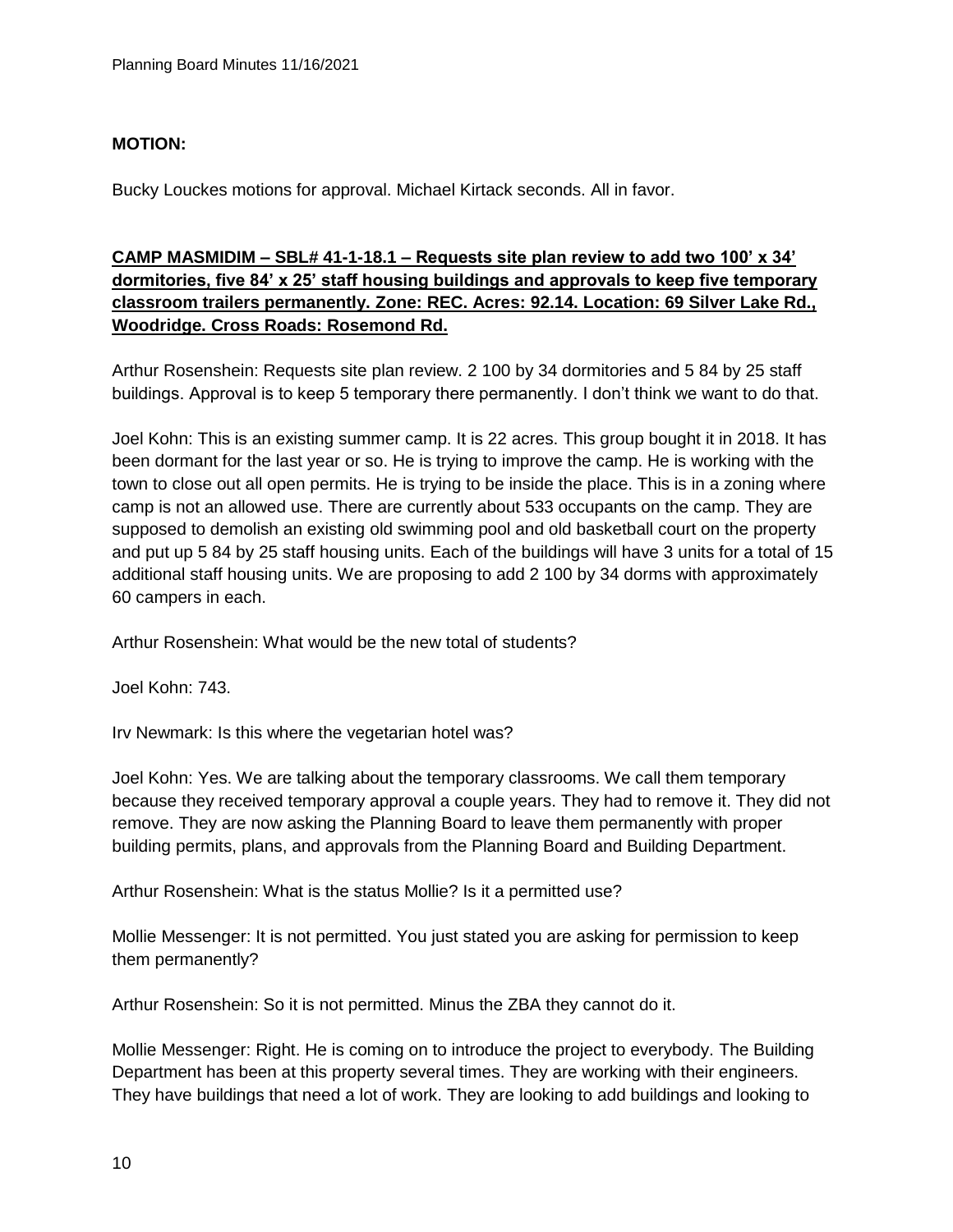**MOTION:**

Bucky Louckes motions for approval. Michael Kirtack seconds. All in favor.

**CAMP MASMIDIM – SBL# 41-1-18.1 – Requests site plan review to add two 100' x 34' dormitories, five 84' x 25' staff housing buildings and approvals to keep five temporary classroom trailers permanently. Zone: REC. Acres: 92.14. Location: 69 Silver Lake Rd., Woodridge. Cross Roads: Rosemond Rd.**

Arthur Rosenshein: Requests site plan review. 2 100 by 34 dormitories and 5 84 by 25 staff buildings. Approval is to keep 5 temporary there permanently. I don't think we want to do that.

Joel Kohn: This is an existing summer camp. It is 22 acres. This group bought it in 2018. It has been dormant for the last year or so. He is trying to improve the camp. He is working with the town to close out all open permits. He is trying to be inside the place. This is in a zoning where camp is not an allowed use. There are currently about 533 occupants on the camp. They are supposed to demolish an existing old swimming pool and old basketball court on the property and put up 5 84 by 25 staff housing units. Each of the buildings will have 3 units for a total of 15 additional staff housing units. We are proposing to add 2 100 by 34 dorms with approximately 60 campers in each.

Arthur Rosenshein: What would be the new total of students?

Joel Kohn: 743.

Irv Newmark: Is this where the vegetarian hotel was?

Joel Kohn: Yes. We are talking about the temporary classrooms. We call them temporary because they received temporary approval a couple years. They had to remove it. They did not remove. They are now asking the Planning Board to leave them permanently with proper building permits, plans, and approvals from the Planning Board and Building Department.

Arthur Rosenshein: What is the status Mollie? Is it a permitted use?

Mollie Messenger: It is not permitted. You just stated you are asking for permission to keep them permanently?

Arthur Rosenshein: So it is not permitted. Minus the ZBA they cannot do it.

Mollie Messenger: Right. He is coming on to introduce the project to everybody. The Building Department has been at this property several times. They are working with their engineers. They have buildings that need a lot of work. They are looking to add buildings and looking to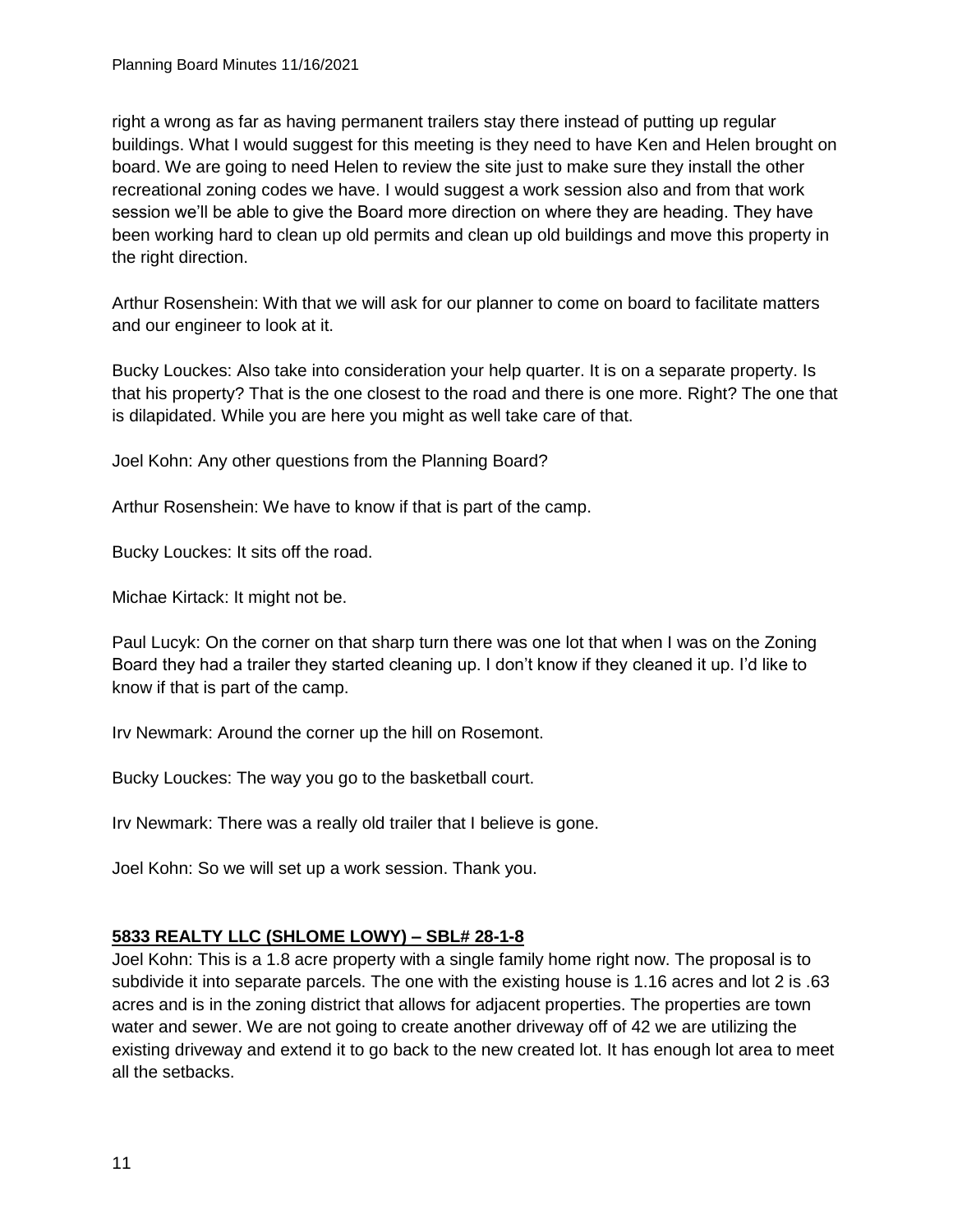right a wrong as far as having permanent trailers stay there instead of putting up regular buildings. What I would suggest for this meeting is they need to have Ken and Helen brought on board. We are going to need Helen to review the site just to make sure they install the other recreational zoning codes we have. I would suggest a work session also and from that work session we'll be able to give the Board more direction on where they are heading. They have been working hard to clean up old permits and clean up old buildings and move this property in the right direction.

Arthur Rosenshein: With that we will ask for our planner to come on board to facilitate matters and our engineer to look at it.

Bucky Louckes: Also take into consideration your help quarter. It is on a separate property. Is that his property? That is the one closest to the road and there is one more. Right? The one that is dilapidated. While you are here you might as well take care of that.

Joel Kohn: Any other questions from the Planning Board?

Arthur Rosenshein: We have to know if that is part of the camp.

Bucky Louckes: It sits off the road.

Michae Kirtack: It might not be.

Paul Lucyk: On the corner on that sharp turn there was one lot that when I was on the Zoning Board they had a trailer they started cleaning up. I don't know if they cleaned it up. I'd like to know if that is part of the camp.

Irv Newmark: Around the corner up the hill on Rosemont.

Bucky Louckes: The way you go to the basketball court.

Irv Newmark: There was a really old trailer that I believe is gone.

Joel Kohn: So we will set up a work session. Thank you.

**5833 REALTY LLC (SHLOME LOWY) – SBL# 28-1-8**

Joel Kohn: This is a 1.8 acre property with a single family home right now. The proposal is to subdivide it into separate parcels. The one with the existing house is 1.16 acres and lot 2 is .63 acres and is in the zoning district that allows for adjacent properties. The properties are town water and sewer. We are not going to create another driveway off of 42 we are utilizing the existing driveway and extend it to go back to the new created lot. It has enough lot area to meet all the setbacks.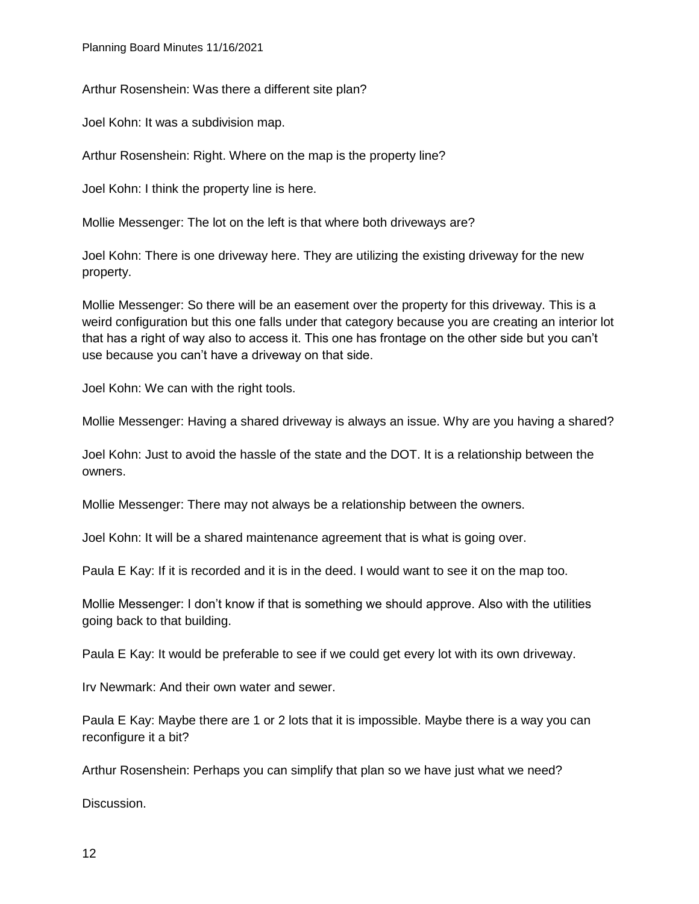Arthur Rosenshein: Was there a different site plan?

Joel Kohn: It was a subdivision map.

Arthur Rosenshein: Right. Where on the map is the property line?

Joel Kohn: I think the property line is here.

Mollie Messenger: The lot on the left is that where both driveways are?

Joel Kohn: There is one driveway here. They are utilizing the existing driveway for the new property.

Mollie Messenger: So there will be an easement over the property for this driveway. This is a weird configuration but this one falls under that category because you are creating an interior lot that has a right of way also to access it. This one has frontage on the other side but you can't use because you can't have a driveway on that side.

Joel Kohn: We can with the right tools.

Mollie Messenger: Having a shared driveway is always an issue. Why are you having a shared?

Joel Kohn: Just to avoid the hassle of the state and the DOT. It is a relationship between the owners.

Mollie Messenger: There may not always be a relationship between the owners.

Joel Kohn: It will be a shared maintenance agreement that is what is going over.

Paula E Kay: If it is recorded and it is in the deed. I would want to see it on the map too.

Mollie Messenger: I don't know if that is something we should approve. Also with the utilities going back to that building.

Paula E Kay: It would be preferable to see if we could get every lot with its own driveway.

Irv Newmark: And their own water and sewer.

Paula E Kay: Maybe there are 1 or 2 lots that it is impossible. Maybe there is a way you can reconfigure it a bit?

Arthur Rosenshein: Perhaps you can simplify that plan so we have just what we need?

Discussion.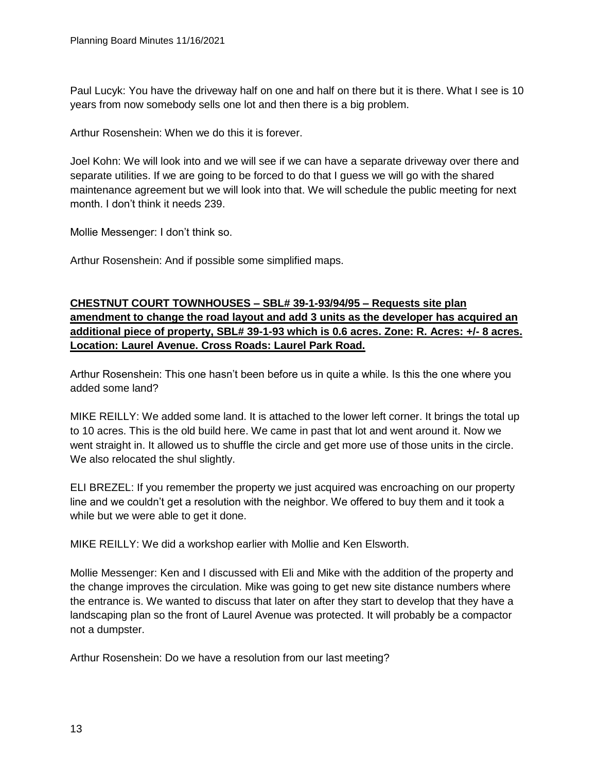Paul Lucyk: You have the driveway half on one and half on there but it is there. What I see is 10 years from now somebody sells one lot and then there is a big problem.

Arthur Rosenshein: When we do this it is forever.

Joel Kohn: We will look into and we will see if we can have a separate driveway over there and separate utilities. If we are going to be forced to do that I guess we will go with the shared maintenance agreement but we will look into that. We will schedule the public meeting for next month. I don't think it needs 239.

Mollie Messenger: I don't think so.

Arthur Rosenshein: And if possible some simplified maps.

**CHESTNUT COURT TOWNHOUSES – SBL# 39-1-93/94/95 – Requests site plan amendment to change the road layout and add 3 units as the developer has acquired an additional piece of property, SBL# 39-1-93 which is 0.6 acres. Zone: R. Acres: +/- 8 acres. Location: Laurel Avenue. Cross Roads: Laurel Park Road.**

Arthur Rosenshein: This one hasn't been before us in quite a while. Is this the one where you added some land?

MIKE REILLY: We added some land. It is attached to the lower left corner. It brings the total up to 10 acres. This is the old build here. We came in past that lot and went around it. Now we went straight in. It allowed us to shuffle the circle and get more use of those units in the circle. We also relocated the shul slightly.

ELI BREZEL: If you remember the property we just acquired was encroaching on our property line and we couldn't get a resolution with the neighbor. We offered to buy them and it took a while but we were able to get it done.

MIKE REILLY: We did a workshop earlier with Mollie and Ken Elsworth.

Mollie Messenger: Ken and I discussed with Eli and Mike with the addition of the property and the change improves the circulation. Mike was going to get new site distance numbers where the entrance is. We wanted to discuss that later on after they start to develop that they have a landscaping plan so the front of Laurel Avenue was protected. It will probably be a compactor not a dumpster.

Arthur Rosenshein: Do we have a resolution from our last meeting?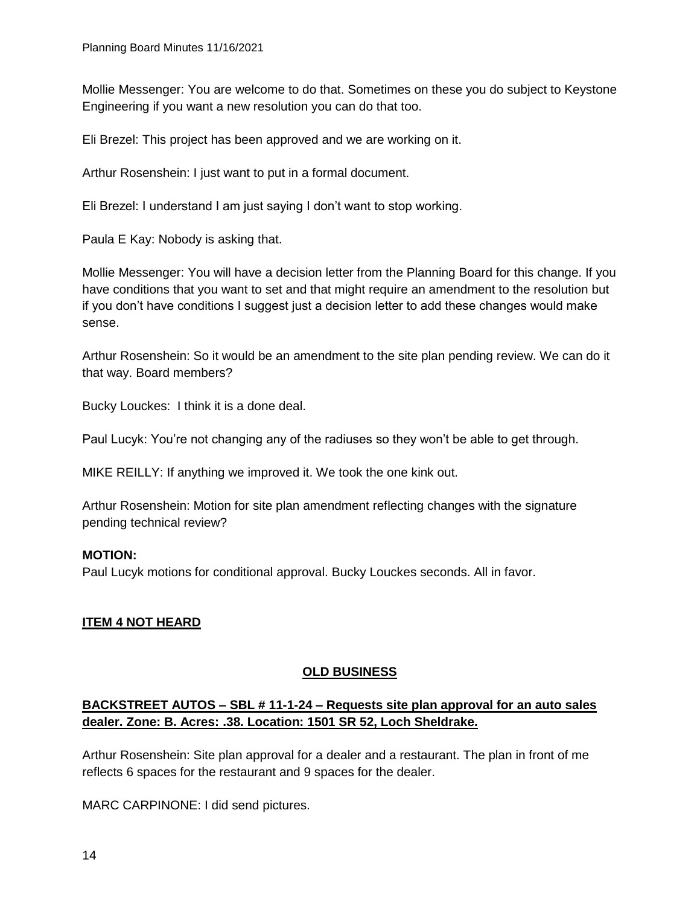Mollie Messenger: You are welcome to do that. Sometimes on these you do subject to Keystone Engineering if you want a new resolution you can do that too.

Eli Brezel: This project has been approved and we are working on it.

Arthur Rosenshein: I just want to put in a formal document.

Eli Brezel: I understand I am just saying I don't want to stop working.

Paula E Kay: Nobody is asking that.

Mollie Messenger: You will have a decision letter from the Planning Board for this change. If you have conditions that you want to set and that might require an amendment to the resolution but if you don't have conditions I suggest just a decision letter to add these changes would make sense.

Arthur Rosenshein: So it would be an amendment to the site plan pending review. We can do it that way. Board members?

Bucky Louckes: I think it is a done deal.

Paul Lucyk: You're not changing any of the radiuses so they won't be able to get through.

MIKE REILLY: If anything we improved it. We took the one kink out.

Arthur Rosenshein: Motion for site plan amendment reflecting changes with the signature pending technical review?

**MOTION:**
Paul Lucyk motions for conditional approval. Bucky Louckes seconds. All in favor.

**ITEM 4 NOT HEARD**

## OLD BUSINESS

**BACKSTREET AUTOS – SBL # 11-1-24 – Requests site plan approval for an auto sales dealer. Zone: B. Acres: .38. Location: 1501 SR 52, Loch Sheldrake.**

Arthur Rosenshein: Site plan approval for a dealer and a restaurant. The plan in front of me reflects 6 spaces for the restaurant and 9 spaces for the dealer.

MARC CARPINONE: I did send pictures.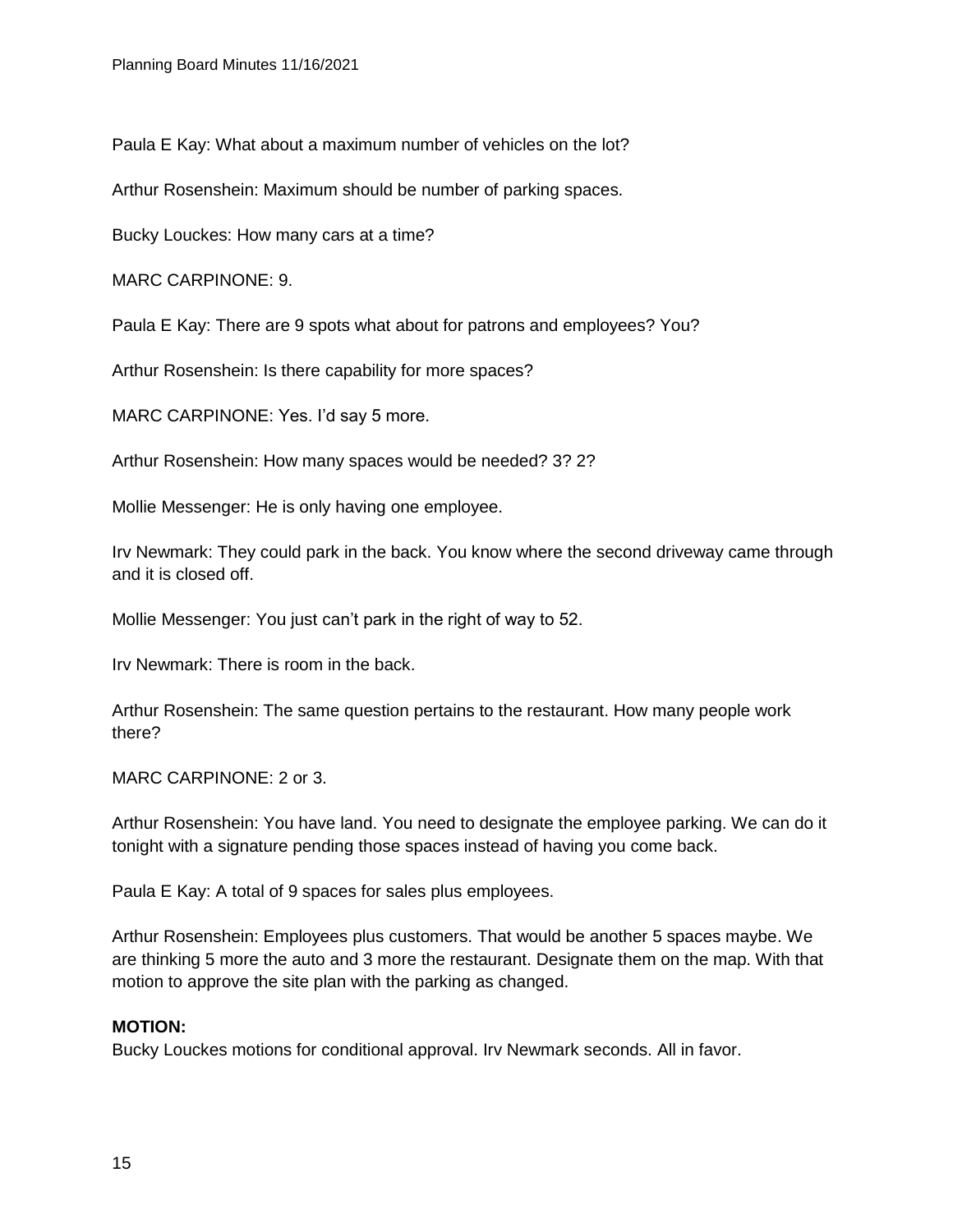Paula E Kay: What about a maximum number of vehicles on the lot?

Arthur Rosenshein: Maximum should be number of parking spaces.

Bucky Louckes: How many cars at a time?

MARC CARPINONE: 9.

Paula E Kay: There are 9 spots what about for patrons and employees? You?

Arthur Rosenshein: Is there capability for more spaces?

MARC CARPINONE: Yes. I'd say 5 more.

Arthur Rosenshein: How many spaces would be needed? 3? 2?

Mollie Messenger: He is only having one employee.

Irv Newmark: They could park in the back. You know where the second driveway came through and it is closed off.

Mollie Messenger: You just can't park in the right of way to 52.

Irv Newmark: There is room in the back.

Arthur Rosenshein: The same question pertains to the restaurant. How many people work there?

MARC CARPINONE: 2 or 3.

Arthur Rosenshein: You have land. You need to designate the employee parking. We can do it tonight with a signature pending those spaces instead of having you come back.

Paula E Kay: A total of 9 spaces for sales plus employees.

Arthur Rosenshein: Employees plus customers. That would be another 5 spaces maybe. We are thinking 5 more the auto and 3 more the restaurant. Designate them on the map. With that motion to approve the site plan with the parking as changed.

**MOTION:**
Bucky Louckes motions for conditional approval. Irv Newmark seconds. All in favor.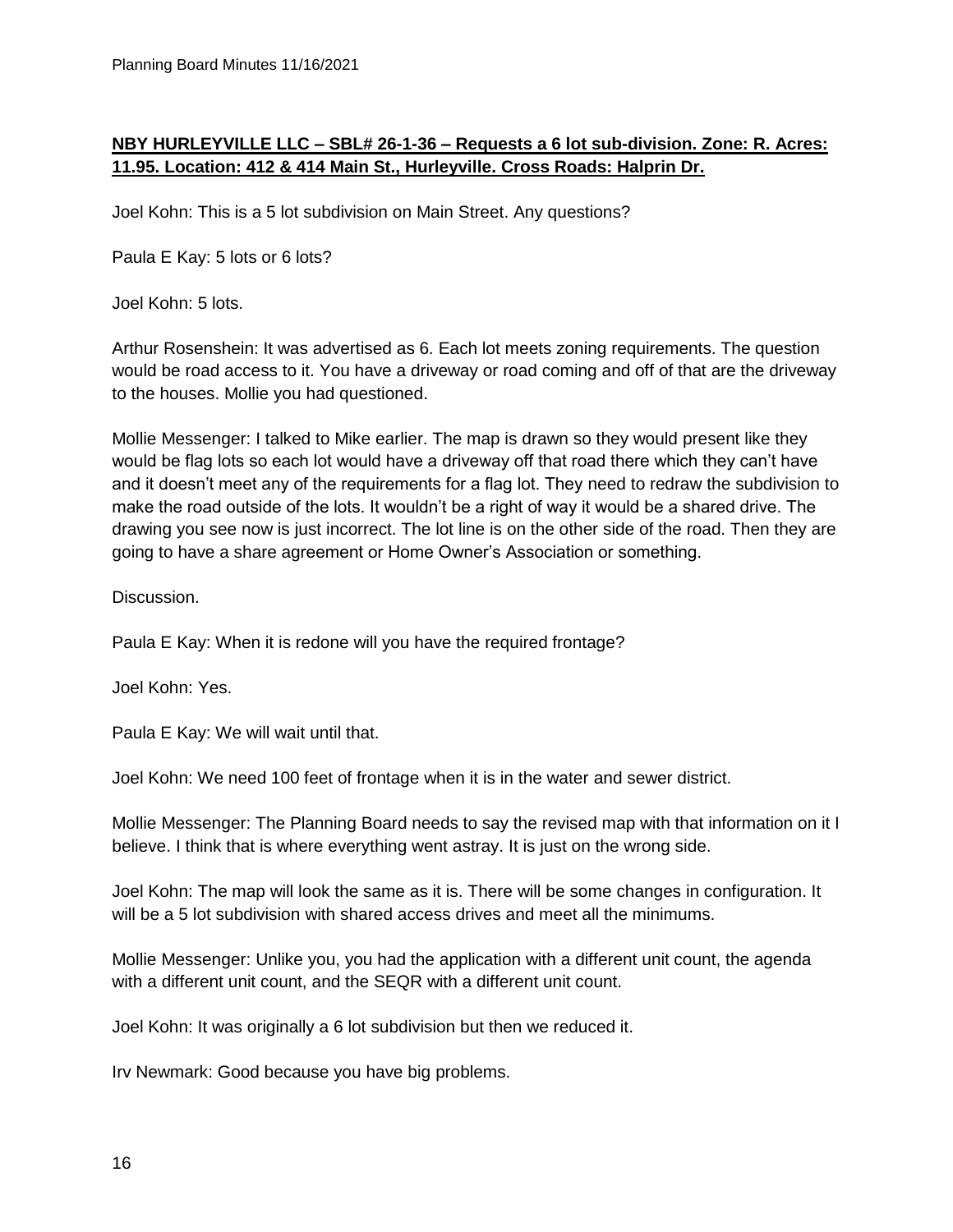**NBY HURLEYVILLE LLC – SBL# 26-1-36 – Requests a 6 lot sub-division. Zone: R. Acres: 11.95. Location: 412 & 414 Main St., Hurleyville. Cross Roads: Halprin Dr.**

Joel Kohn: This is a 5 lot subdivision on Main Street. Any questions?

Paula E Kay: 5 lots or 6 lots?

Joel Kohn: 5 lots.

Arthur Rosenshein: It was advertised as 6. Each lot meets zoning requirements. The question would be road access to it. You have a driveway or road coming and off of that are the driveway to the houses. Mollie you had questioned.

Mollie Messenger: I talked to Mike earlier. The map is drawn so they would present like they would be flag lots so each lot would have a driveway off that road there which they can't have and it doesn't meet any of the requirements for a flag lot. They need to redraw the subdivision to make the road outside of the lots. It wouldn't be a right of way it would be a shared drive. The drawing you see now is just incorrect. The lot line is on the other side of the road. Then they are going to have a share agreement or Home Owner's Association or something.

Discussion.

Paula E Kay: When it is redone will you have the required frontage?

Joel Kohn: Yes.

Paula E Kay: We will wait until that.

Joel Kohn: We need 100 feet of frontage when it is in the water and sewer district.

Mollie Messenger: The Planning Board needs to say the revised map with that information on it I believe. I think that is where everything went astray. It is just on the wrong side.

Joel Kohn: The map will look the same as it is. There will be some changes in configuration. It will be a 5 lot subdivision with shared access drives and meet all the minimums.

Mollie Messenger: Unlike you, you had the application with a different unit count, the agenda with a different unit count, and the SEQR with a different unit count.

Joel Kohn: It was originally a 6 lot subdivision but then we reduced it.

Irv Newmark: Good because you have big problems.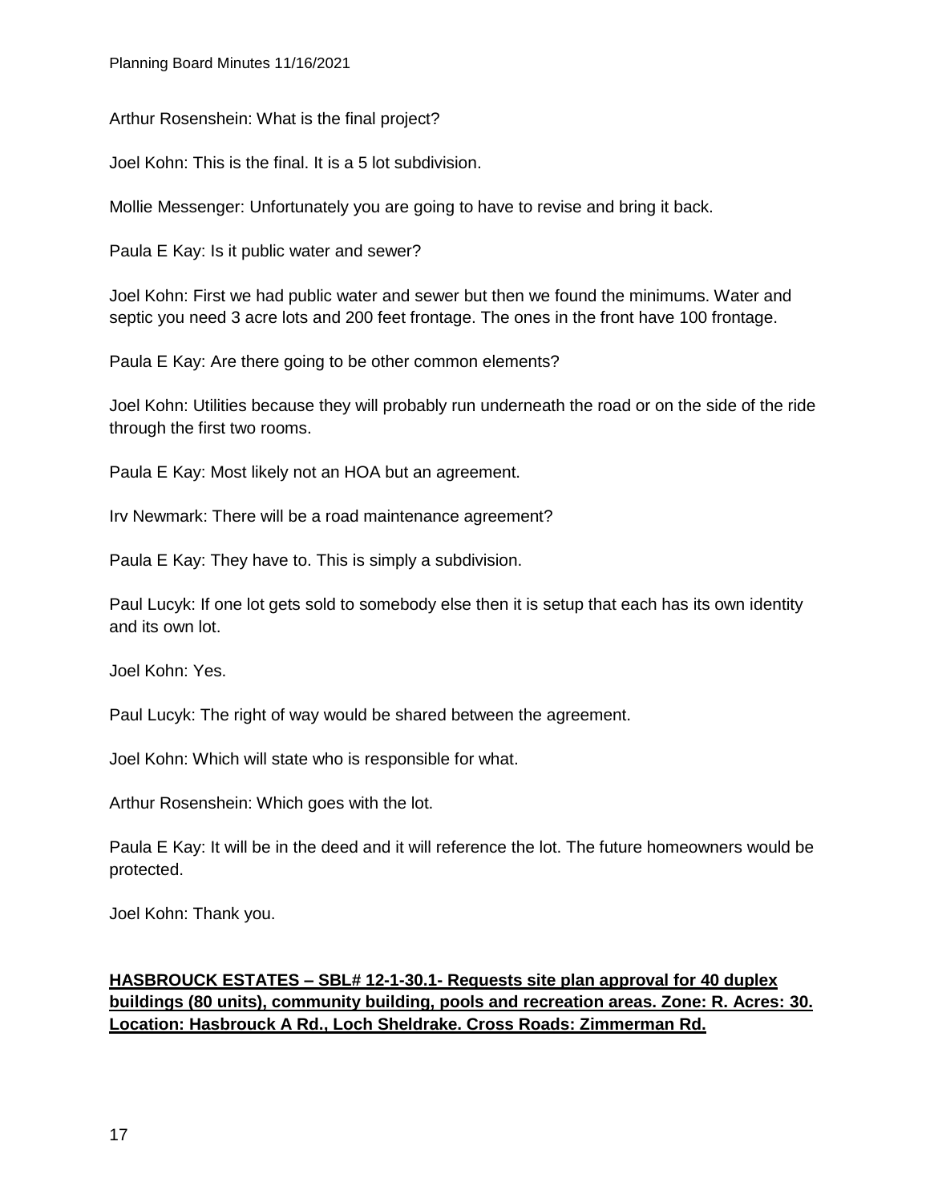Arthur Rosenshein: What is the final project?

Joel Kohn: This is the final. It is a 5 lot subdivision.

Mollie Messenger: Unfortunately you are going to have to revise and bring it back.

Paula E Kay: Is it public water and sewer?

Joel Kohn: First we had public water and sewer but then we found the minimums. Water and septic you need 3 acre lots and 200 feet frontage. The ones in the front have 100 frontage.

Paula E Kay: Are there going to be other common elements?

Joel Kohn: Utilities because they will probably run underneath the road or on the side of the ride through the first two rooms.

Paula E Kay: Most likely not an HOA but an agreement.

Irv Newmark: There will be a road maintenance agreement?

Paula E Kay: They have to. This is simply a subdivision.

Paul Lucyk: If one lot gets sold to somebody else then it is setup that each has its own identity and its own lot.

Joel Kohn: Yes.

Paul Lucyk: The right of way would be shared between the agreement.

Joel Kohn: Which will state who is responsible for what.

Arthur Rosenshein: Which goes with the lot.

Paula E Kay: It will be in the deed and it will reference the lot. The future homeowners would be protected.

Joel Kohn: Thank you.

**HASBROUCK ESTATES – SBL# 12-1-30.1- Requests site plan approval for 40 duplex buildings (80 units), community building, pools and recreation areas. Zone: R. Acres: 30. Location: Hasbrouck A Rd., Loch Sheldrake. Cross Roads: Zimmerman Rd.**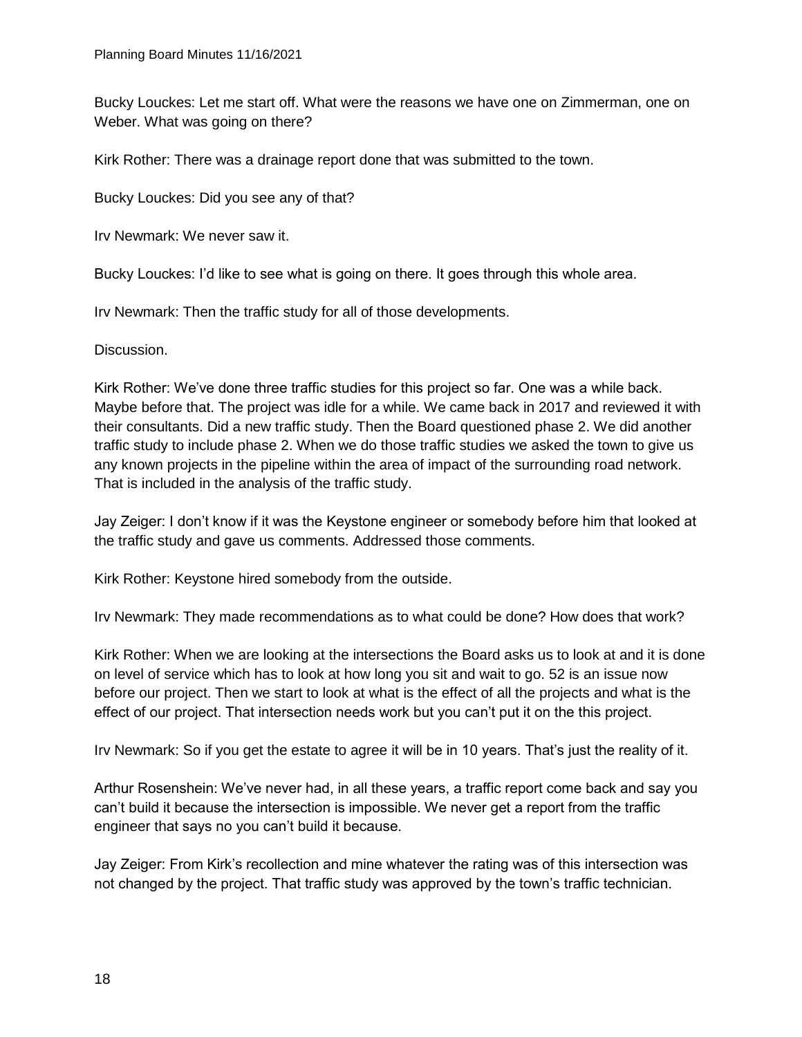Bucky Louckes: Let me start off. What were the reasons we have one on Zimmerman, one on Weber. What was going on there?

Kirk Rother: There was a drainage report done that was submitted to the town.

Bucky Louckes: Did you see any of that?

Irv Newmark: We never saw it.

Bucky Louckes: I'd like to see what is going on there. It goes through this whole area.

Irv Newmark: Then the traffic study for all of those developments.

Discussion.

Kirk Rother: We've done three traffic studies for this project so far. One was a while back. Maybe before that. The project was idle for a while. We came back in 2017 and reviewed it with their consultants. Did a new traffic study. Then the Board questioned phase 2. We did another traffic study to include phase 2. When we do those traffic studies we asked the town to give us any known projects in the pipeline within the area of impact of the surrounding road network. That is included in the analysis of the traffic study.

Jay Zeiger: I don't know if it was the Keystone engineer or somebody before him that looked at the traffic study and gave us comments. Addressed those comments.

Kirk Rother: Keystone hired somebody from the outside.

Irv Newmark: They made recommendations as to what could be done? How does that work?

Kirk Rother: When we are looking at the intersections the Board asks us to look at and it is done on level of service which has to look at how long you sit and wait to go. 52 is an issue now before our project. Then we start to look at what is the effect of all the projects and what is the effect of our project. That intersection needs work but you can't put it on the this project.

Irv Newmark: So if you get the estate to agree it will be in 10 years. That's just the reality of it.

Arthur Rosenshein: We've never had, in all these years, a traffic report come back and say you can't build it because the intersection is impossible. We never get a report from the traffic engineer that says no you can't build it because.

Jay Zeiger: From Kirk's recollection and mine whatever the rating was of this intersection was not changed by the project. That traffic study was approved by the town's traffic technician.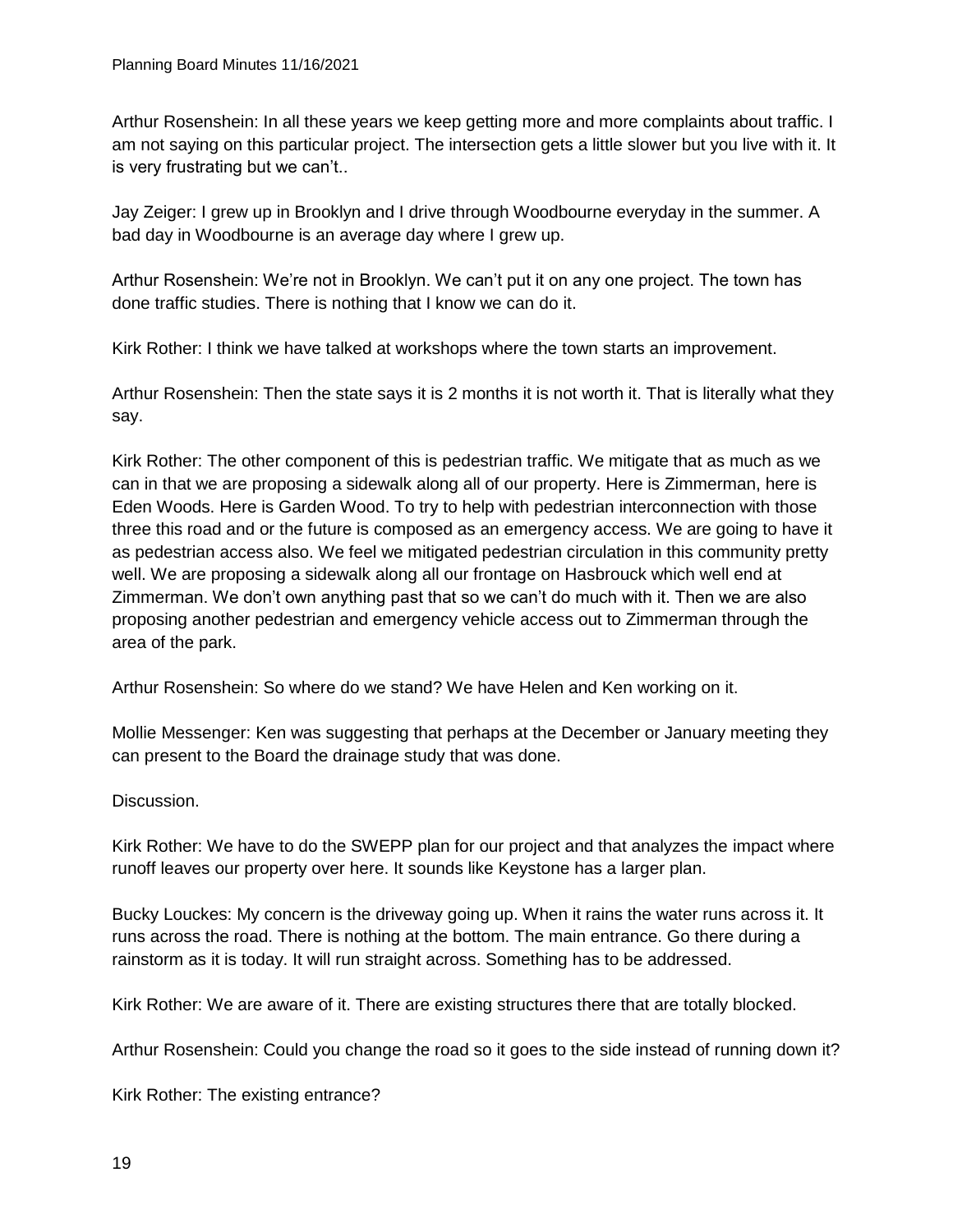Arthur Rosenshein: In all these years we keep getting more and more complaints about traffic. I am not saying on this particular project. The intersection gets a little slower but you live with it. It is very frustrating but we can't..

Jay Zeiger: I grew up in Brooklyn and I drive through Woodbourne everyday in the summer. A bad day in Woodbourne is an average day where I grew up.

Arthur Rosenshein: We're not in Brooklyn. We can't put it on any one project. The town has done traffic studies. There is nothing that I know we can do it.

Kirk Rother: I think we have talked at workshops where the town starts an improvement.

Arthur Rosenshein: Then the state says it is 2 months it is not worth it. That is literally what they say.

Kirk Rother: The other component of this is pedestrian traffic. We mitigate that as much as we can in that we are proposing a sidewalk along all of our property. Here is Zimmerman, here is Eden Woods. Here is Garden Wood. To try to help with pedestrian interconnection with those three this road and or the future is composed as an emergency access. We are going to have it as pedestrian access also. We feel we mitigated pedestrian circulation in this community pretty well. We are proposing a sidewalk along all our frontage on Hasbrouck which well end at Zimmerman. We don't own anything past that so we can't do much with it. Then we are also proposing another pedestrian and emergency vehicle access out to Zimmerman through the area of the park.

Arthur Rosenshein: So where do we stand? We have Helen and Ken working on it.

Mollie Messenger: Ken was suggesting that perhaps at the December or January meeting they can present to the Board the drainage study that was done.

Discussion.

Kirk Rother: We have to do the SWEPP plan for our project and that analyzes the impact where runoff leaves our property over here. It sounds like Keystone has a larger plan.

Bucky Louckes: My concern is the driveway going up. When it rains the water runs across it. It runs across the road. There is nothing at the bottom. The main entrance. Go there during a rainstorm as it is today. It will run straight across. Something has to be addressed.

Kirk Rother: We are aware of it. There are existing structures there that are totally blocked.

Arthur Rosenshein: Could you change the road so it goes to the side instead of running down it?

Kirk Rother: The existing entrance?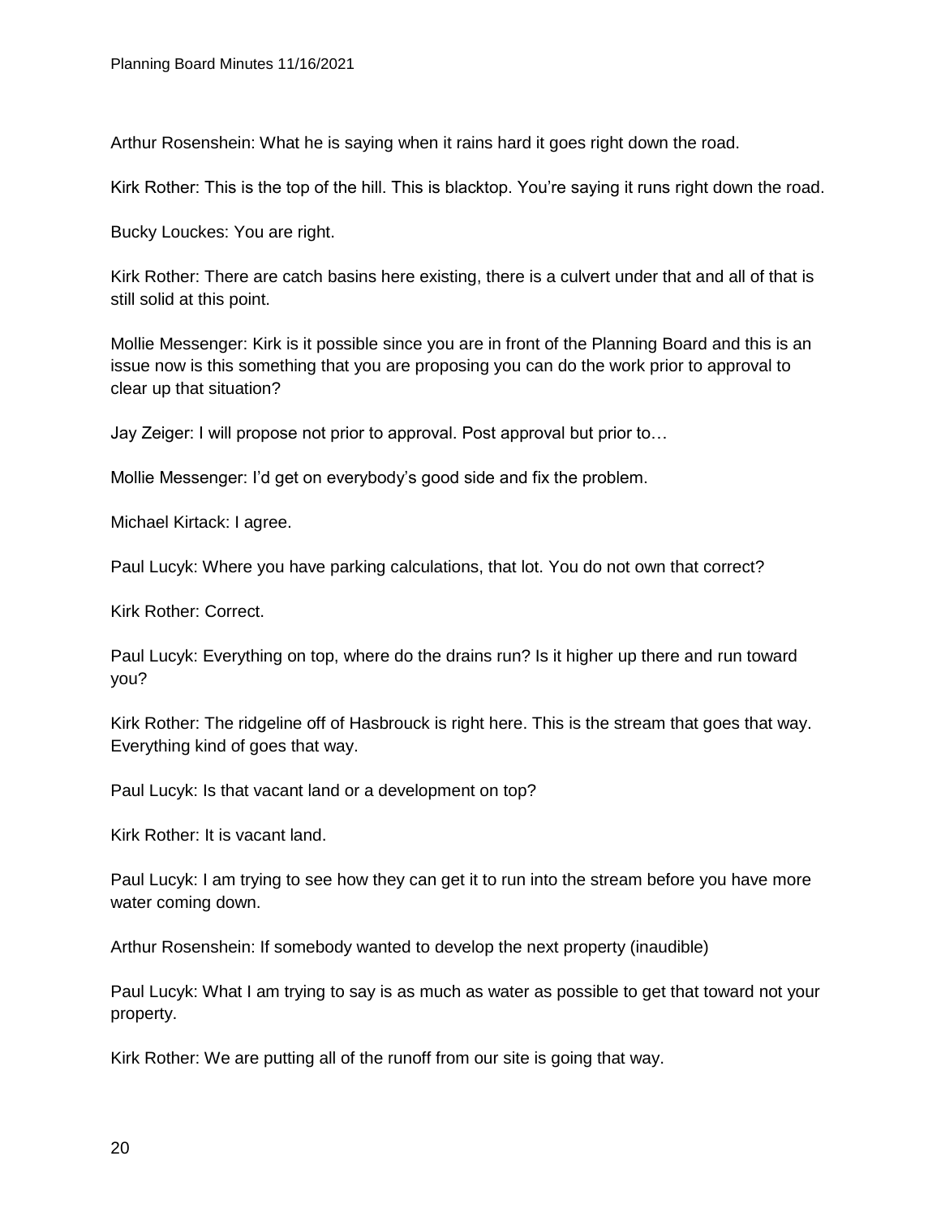Arthur Rosenshein: What he is saying when it rains hard it goes right down the road.

Kirk Rother: This is the top of the hill. This is blacktop. You're saying it runs right down the road.

Bucky Louckes: You are right.

Kirk Rother: There are catch basins here existing, there is a culvert under that and all of that is still solid at this point.

Mollie Messenger: Kirk is it possible since you are in front of the Planning Board and this is an issue now is this something that you are proposing you can do the work prior to approval to clear up that situation?

Jay Zeiger: I will propose not prior to approval. Post approval but prior to…

Mollie Messenger: I'd get on everybody's good side and fix the problem.

Michael Kirtack: I agree.

Paul Lucyk: Where you have parking calculations, that lot. You do not own that correct?

Kirk Rother: Correct.

Paul Lucyk: Everything on top, where do the drains run? Is it higher up there and run toward you?

Kirk Rother: The ridgeline off of Hasbrouck is right here. This is the stream that goes that way. Everything kind of goes that way.

Paul Lucyk: Is that vacant land or a development on top?

Kirk Rother: It is vacant land.

Paul Lucyk: I am trying to see how they can get it to run into the stream before you have more water coming down.

Arthur Rosenshein: If somebody wanted to develop the next property (inaudible)

Paul Lucyk: What I am trying to say is as much as water as possible to get that toward not your property.

Kirk Rother: We are putting all of the runoff from our site is going that way.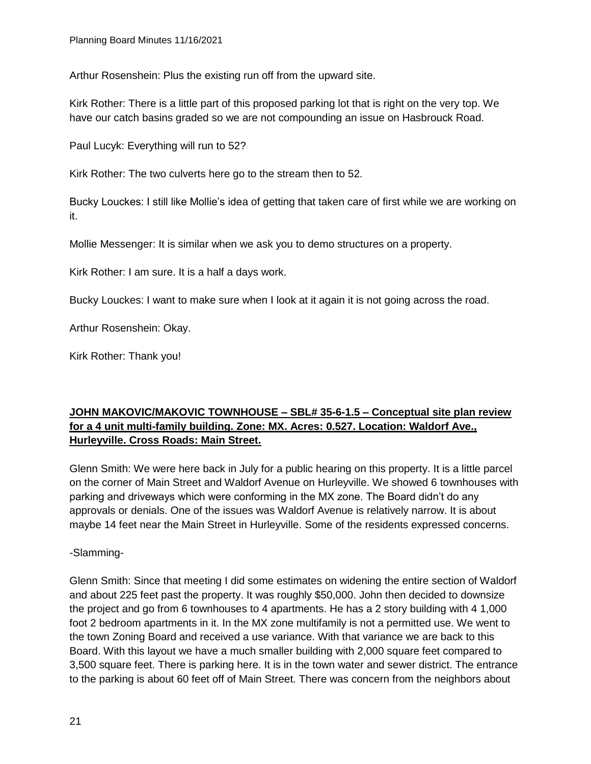Arthur Rosenshein: Plus the existing run off from the upward site.

Kirk Rother: There is a little part of this proposed parking lot that is right on the very top. We have our catch basins graded so we are not compounding an issue on Hasbrouck Road.

Paul Lucyk: Everything will run to 52?

Kirk Rother: The two culverts here go to the stream then to 52.

Bucky Louckes: I still like Mollie's idea of getting that taken care of first while we are working on it.

Mollie Messenger: It is similar when we ask you to demo structures on a property.

Kirk Rother: I am sure. It is a half a days work.

Bucky Louckes: I want to make sure when I look at it again it is not going across the road.

Arthur Rosenshein: Okay.

Kirk Rother: Thank you!

**JOHN MAKOVIC/MAKOVIC TOWNHOUSE – SBL# 35-6-1.5 – Conceptual site plan review for a 4 unit multi-family building. Zone: MX. Acres: 0.527. Location: Waldorf Ave., Hurleyville. Cross Roads: Main Street.**

Glenn Smith: We were here back in July for a public hearing on this property. It is a little parcel on the corner of Main Street and Waldorf Avenue on Hurleyville. We showed 6 townhouses with parking and driveways which were conforming in the MX zone. The Board didn't do any approvals or denials. One of the issues was Waldorf Avenue is relatively narrow. It is about maybe 14 feet near the Main Street in Hurleyville. Some of the residents expressed concerns.

-Slamming-

Glenn Smith: Since that meeting I did some estimates on widening the entire section of Waldorf and about 225 feet past the property. It was roughly $50,000. John then decided to downsize the project and go from 6 townhouses to 4 apartments. He has a 2 story building with 4 1,000 foot 2 bedroom apartments in it. In the MX zone multifamily is not a permitted use. We went to the town Zoning Board and received a use variance. With that variance we are back to this Board. With this layout we have a much smaller building with 2,000 square feet compared to 3,500 square feet. There is parking here. It is in the town water and sewer district. The entrance to the parking is about 60 feet off of Main Street. There was concern from the neighbors about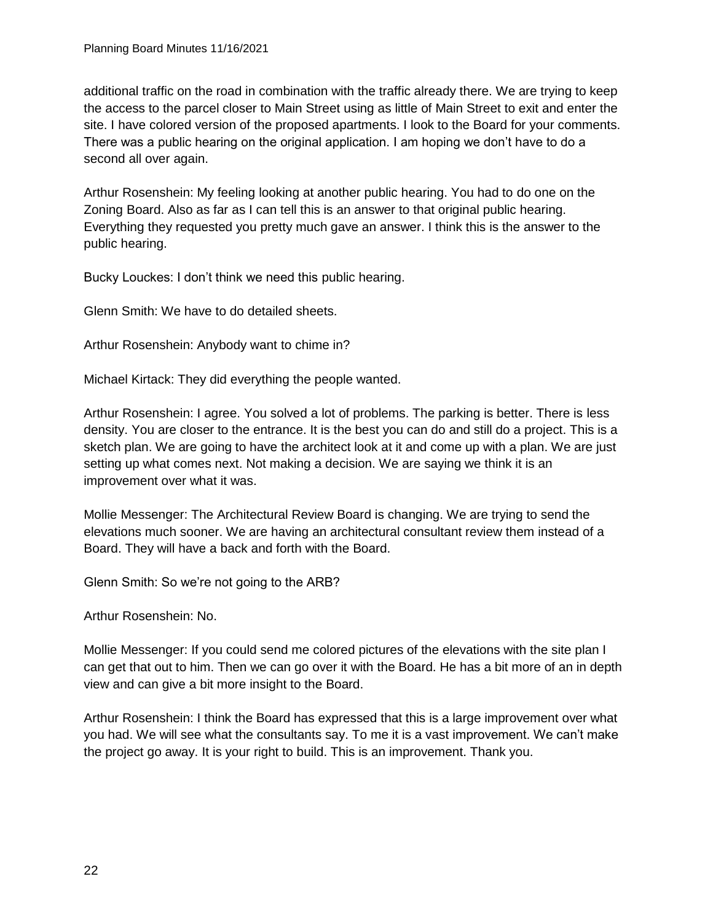additional traffic on the road in combination with the traffic already there. We are trying to keep the access to the parcel closer to Main Street using as little of Main Street to exit and enter the site. I have colored version of the proposed apartments. I look to the Board for your comments. There was a public hearing on the original application. I am hoping we don't have to do a second all over again.

Arthur Rosenshein: My feeling looking at another public hearing. You had to do one on the Zoning Board. Also as far as I can tell this is an answer to that original public hearing. Everything they requested you pretty much gave an answer. I think this is the answer to the public hearing.

Bucky Louckes: I don't think we need this public hearing.

Glenn Smith: We have to do detailed sheets.

Arthur Rosenshein: Anybody want to chime in?

Michael Kirtack: They did everything the people wanted.

Arthur Rosenshein: I agree. You solved a lot of problems. The parking is better. There is less density. You are closer to the entrance. It is the best you can do and still do a project. This is a sketch plan. We are going to have the architect look at it and come up with a plan. We are just setting up what comes next. Not making a decision. We are saying we think it is an improvement over what it was.

Mollie Messenger: The Architectural Review Board is changing. We are trying to send the elevations much sooner. We are having an architectural consultant review them instead of a Board. They will have a back and forth with the Board.

Glenn Smith: So we're not going to the ARB?

Arthur Rosenshein: No.

Mollie Messenger: If you could send me colored pictures of the elevations with the site plan I can get that out to him. Then we can go over it with the Board. He has a bit more of an in depth view and can give a bit more insight to the Board.

Arthur Rosenshein: I think the Board has expressed that this is a large improvement over what you had. We will see what the consultants say. To me it is a vast improvement. We can't make the project go away. It is your right to build. This is an improvement. Thank you.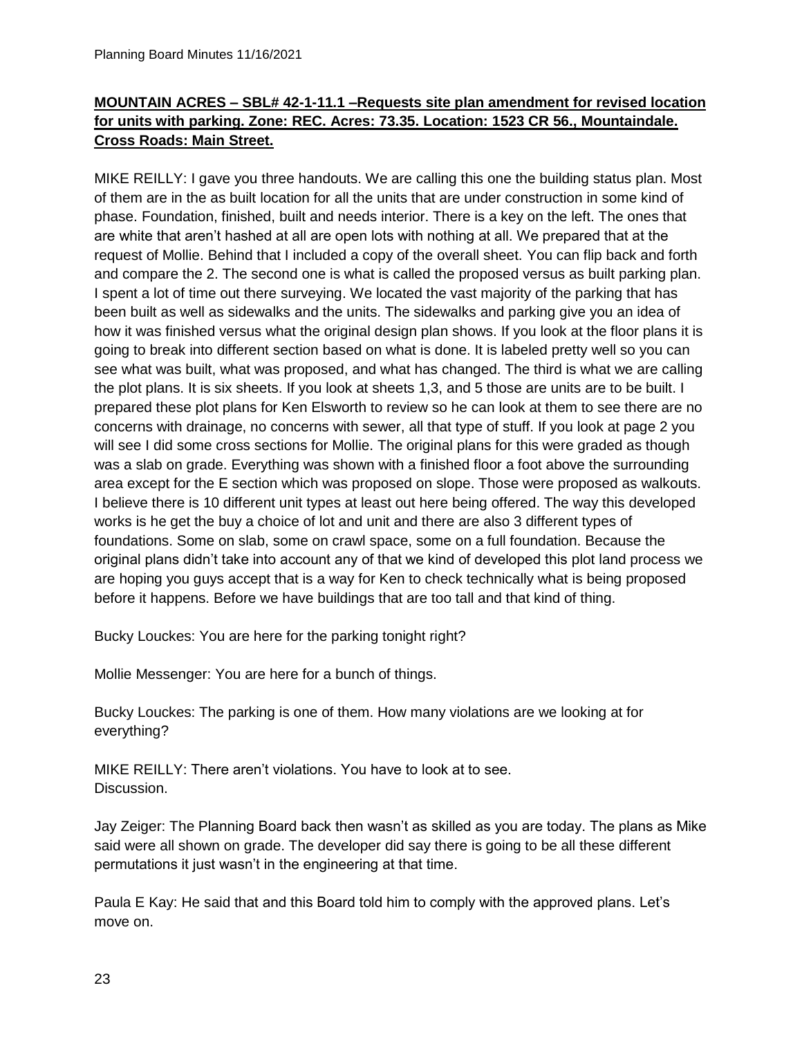**MOUNTAIN ACRES – SBL# 42-1-11.1 –Requests site plan amendment for revised location for units with parking. Zone: REC. Acres: 73.35. Location: 1523 CR 56., Mountaindale. Cross Roads: Main Street.**

MIKE REILLY: I gave you three handouts. We are calling this one the building status plan. Most of them are in the as built location for all the units that are under construction in some kind of phase. Foundation, finished, built and needs interior. There is a key on the left. The ones that are white that aren't hashed at all are open lots with nothing at all. We prepared that at the request of Mollie. Behind that I included a copy of the overall sheet. You can flip back and forth and compare the 2. The second one is what is called the proposed versus as built parking plan. I spent a lot of time out there surveying. We located the vast majority of the parking that has been built as well as sidewalks and the units. The sidewalks and parking give you an idea of how it was finished versus what the original design plan shows. If you look at the floor plans it is going to break into different section based on what is done. It is labeled pretty well so you can see what was built, what was proposed, and what has changed. The third is what we are calling the plot plans. It is six sheets. If you look at sheets 1,3, and 5 those are units are to be built. I prepared these plot plans for Ken Elsworth to review so he can look at them to see there are no concerns with drainage, no concerns with sewer, all that type of stuff. If you look at page 2 you will see I did some cross sections for Mollie. The original plans for this were graded as though was a slab on grade. Everything was shown with a finished floor a foot above the surrounding area except for the E section which was proposed on slope. Those were proposed as walkouts. I believe there is 10 different unit types at least out here being offered. The way this developed works is he get the buy a choice of lot and unit and there are also 3 different types of foundations. Some on slab, some on crawl space, some on a full foundation. Because the original plans didn't take into account any of that we kind of developed this plot land process we are hoping you guys accept that is a way for Ken to check technically what is being proposed before it happens. Before we have buildings that are too tall and that kind of thing.

Bucky Louckes: You are here for the parking tonight right?

Mollie Messenger: You are here for a bunch of things.

Bucky Louckes: The parking is one of them. How many violations are we looking at for everything?

MIKE REILLY: There aren't violations. You have to look at to see.
Discussion.

Jay Zeiger: The Planning Board back then wasn't as skilled as you are today. The plans as Mike said were all shown on grade. The developer did say there is going to be all these different permutations it just wasn't in the engineering at that time.

Paula E Kay: He said that and this Board told him to comply with the approved plans. Let's move on.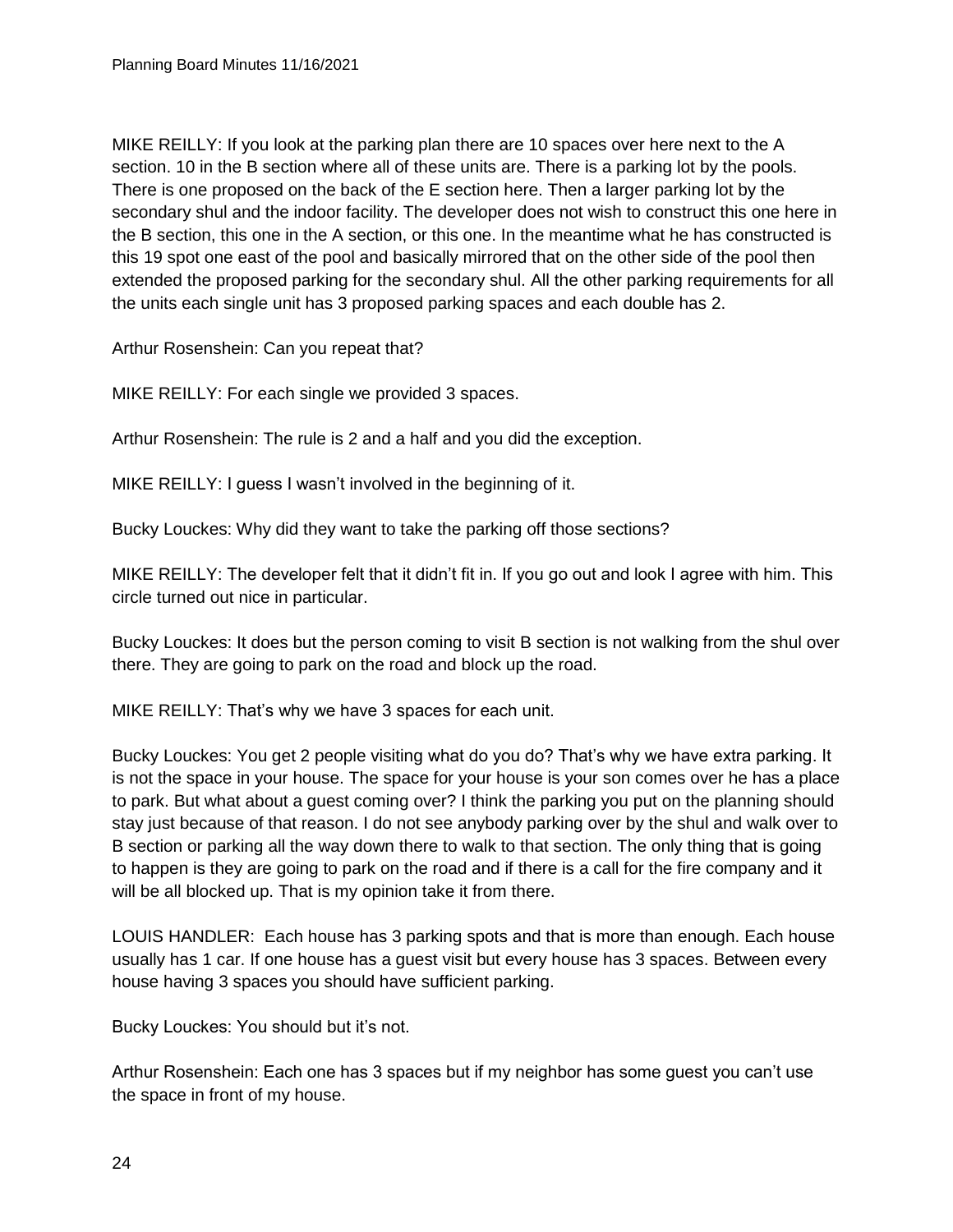MIKE REILLY: If you look at the parking plan there are 10 spaces over here next to the A section. 10 in the B section where all of these units are. There is a parking lot by the pools. There is one proposed on the back of the E section here. Then a larger parking lot by the secondary shul and the indoor facility. The developer does not wish to construct this one here in the B section, this one in the A section, or this one. In the meantime what he has constructed is this 19 spot one east of the pool and basically mirrored that on the other side of the pool then extended the proposed parking for the secondary shul. All the other parking requirements for all the units each single unit has 3 proposed parking spaces and each double has 2.

Arthur Rosenshein: Can you repeat that?

MIKE REILLY: For each single we provided 3 spaces.

Arthur Rosenshein: The rule is 2 and a half and you did the exception.

MIKE REILLY: I guess I wasn't involved in the beginning of it.

Bucky Louckes: Why did they want to take the parking off those sections?

MIKE REILLY: The developer felt that it didn't fit in. If you go out and look I agree with him. This circle turned out nice in particular.

Bucky Louckes: It does but the person coming to visit B section is not walking from the shul over there. They are going to park on the road and block up the road.

MIKE REILLY: That's why we have 3 spaces for each unit.

Bucky Louckes: You get 2 people visiting what do you do? That's why we have extra parking. It is not the space in your house. The space for your house is your son comes over he has a place to park. But what about a guest coming over? I think the parking you put on the planning should stay just because of that reason. I do not see anybody parking over by the shul and walk over to B section or parking all the way down there to walk to that section. The only thing that is going to happen is they are going to park on the road and if there is a call for the fire company and it will be all blocked up. That is my opinion take it from there.

LOUIS HANDLER: Each house has 3 parking spots and that is more than enough. Each house usually has 1 car. If one house has a guest visit but every house has 3 spaces. Between every house having 3 spaces you should have sufficient parking.

Bucky Louckes: You should but it's not.

Arthur Rosenshein: Each one has 3 spaces but if my neighbor has some guest you can't use the space in front of my house.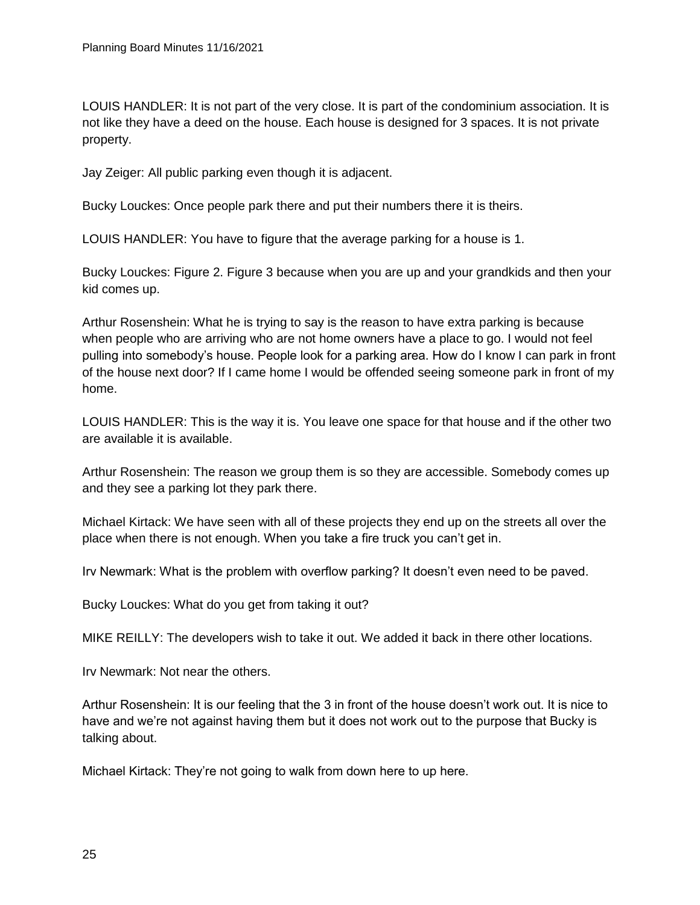LOUIS HANDLER: It is not part of the very close. It is part of the condominium association. It is not like they have a deed on the house. Each house is designed for 3 spaces. It is not private property.

Jay Zeiger: All public parking even though it is adjacent.

Bucky Louckes: Once people park there and put their numbers there it is theirs.

LOUIS HANDLER: You have to figure that the average parking for a house is 1.

Bucky Louckes: Figure 2. Figure 3 because when you are up and your grandkids and then your kid comes up.

Arthur Rosenshein: What he is trying to say is the reason to have extra parking is because when people who are arriving who are not home owners have a place to go. I would not feel pulling into somebody's house. People look for a parking area. How do I know I can park in front of the house next door? If I came home I would be offended seeing someone park in front of my home.

LOUIS HANDLER: This is the way it is. You leave one space for that house and if the other two are available it is available.

Arthur Rosenshein: The reason we group them is so they are accessible. Somebody comes up and they see a parking lot they park there.

Michael Kirtack: We have seen with all of these projects they end up on the streets all over the place when there is not enough. When you take a fire truck you can't get in.

Irv Newmark: What is the problem with overflow parking? It doesn't even need to be paved.

Bucky Louckes: What do you get from taking it out?

MIKE REILLY: The developers wish to take it out. We added it back in there other locations.

Irv Newmark: Not near the others.

Arthur Rosenshein: It is our feeling that the 3 in front of the house doesn't work out. It is nice to have and we're not against having them but it does not work out to the purpose that Bucky is talking about.

Michael Kirtack: They're not going to walk from down here to up here.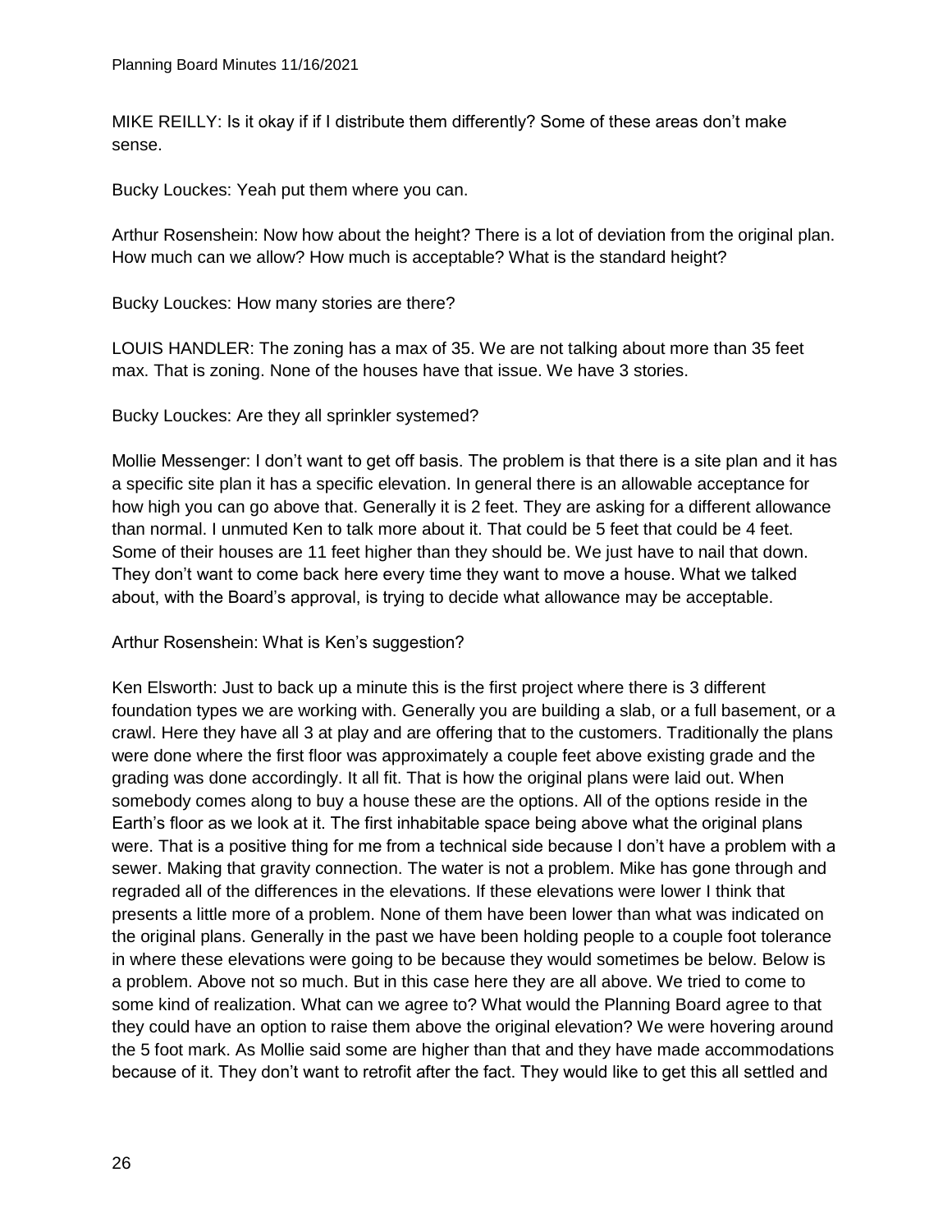MIKE REILLY: Is it okay if if I distribute them differently? Some of these areas don't make sense.

Bucky Louckes: Yeah put them where you can.

Arthur Rosenshein: Now how about the height? There is a lot of deviation from the original plan. How much can we allow? How much is acceptable? What is the standard height?

Bucky Louckes: How many stories are there?

LOUIS HANDLER: The zoning has a max of 35. We are not talking about more than 35 feet max. That is zoning. None of the houses have that issue. We have 3 stories.

Bucky Louckes: Are they all sprinkler systemed?

Mollie Messenger: I don't want to get off basis. The problem is that there is a site plan and it has a specific site plan it has a specific elevation. In general there is an allowable acceptance for how high you can go above that. Generally it is 2 feet. They are asking for a different allowance than normal. I unmuted Ken to talk more about it. That could be 5 feet that could be 4 feet. Some of their houses are 11 feet higher than they should be. We just have to nail that down. They don't want to come back here every time they want to move a house. What we talked about, with the Board's approval, is trying to decide what allowance may be acceptable.

Arthur Rosenshein: What is Ken's suggestion?

Ken Elsworth: Just to back up a minute this is the first project where there is 3 different foundation types we are working with. Generally you are building a slab, or a full basement, or a crawl. Here they have all 3 at play and are offering that to the customers. Traditionally the plans were done where the first floor was approximately a couple feet above existing grade and the grading was done accordingly. It all fit. That is how the original plans were laid out. When somebody comes along to buy a house these are the options. All of the options reside in the Earth's floor as we look at it. The first inhabitable space being above what the original plans were. That is a positive thing for me from a technical side because I don't have a problem with a sewer. Making that gravity connection. The water is not a problem. Mike has gone through and regraded all of the differences in the elevations. If these elevations were lower I think that presents a little more of a problem. None of them have been lower than what was indicated on the original plans. Generally in the past we have been holding people to a couple foot tolerance in where these elevations were going to be because they would sometimes be below. Below is a problem. Above not so much. But in this case here they are all above. We tried to come to some kind of realization. What can we agree to? What would the Planning Board agree to that they could have an option to raise them above the original elevation? We were hovering around the 5 foot mark. As Mollie said some are higher than that and they have made accommodations because of it. They don't want to retrofit after the fact. They would like to get this all settled and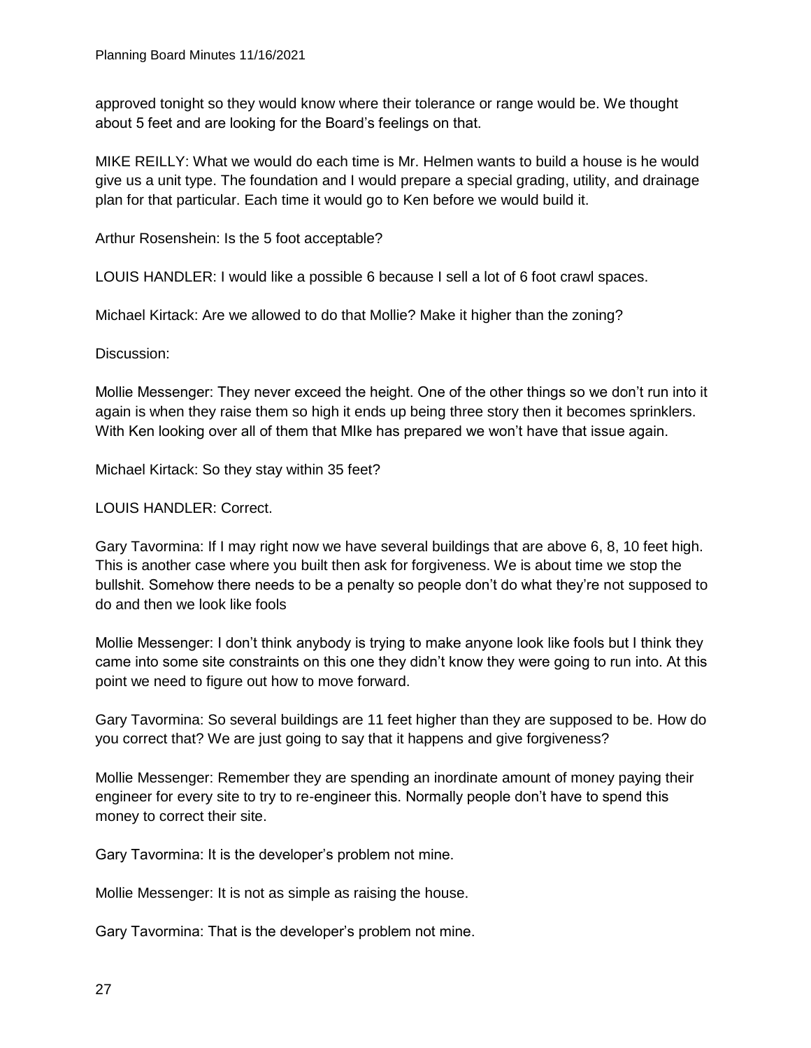approved tonight so they would know where their tolerance or range would be. We thought about 5 feet and are looking for the Board's feelings on that.

MIKE REILLY: What we would do each time is Mr. Helmen wants to build a house is he would give us a unit type. The foundation and I would prepare a special grading, utility, and drainage plan for that particular. Each time it would go to Ken before we would build it.

Arthur Rosenshein: Is the 5 foot acceptable?

LOUIS HANDLER: I would like a possible 6 because I sell a lot of 6 foot crawl spaces.

Michael Kirtack: Are we allowed to do that Mollie? Make it higher than the zoning?

Discussion:

Mollie Messenger: They never exceed the height. One of the other things so we don't run into it again is when they raise them so high it ends up being three story then it becomes sprinklers. With Ken looking over all of them that MIke has prepared we won't have that issue again.

Michael Kirtack: So they stay within 35 feet?

LOUIS HANDLER: Correct.

Gary Tavormina: If I may right now we have several buildings that are above 6, 8, 10 feet high. This is another case where you built then ask for forgiveness. We is about time we stop the bullshit. Somehow there needs to be a penalty so people don't do what they're not supposed to do and then we look like fools

Mollie Messenger: I don't think anybody is trying to make anyone look like fools but I think they came into some site constraints on this one they didn't know they were going to run into. At this point we need to figure out how to move forward.

Gary Tavormina: So several buildings are 11 feet higher than they are supposed to be. How do you correct that? We are just going to say that it happens and give forgiveness?

Mollie Messenger: Remember they are spending an inordinate amount of money paying their engineer for every site to try to re-engineer this. Normally people don't have to spend this money to correct their site.

Gary Tavormina: It is the developer's problem not mine.

Mollie Messenger: It is not as simple as raising the house.

Gary Tavormina: That is the developer's problem not mine.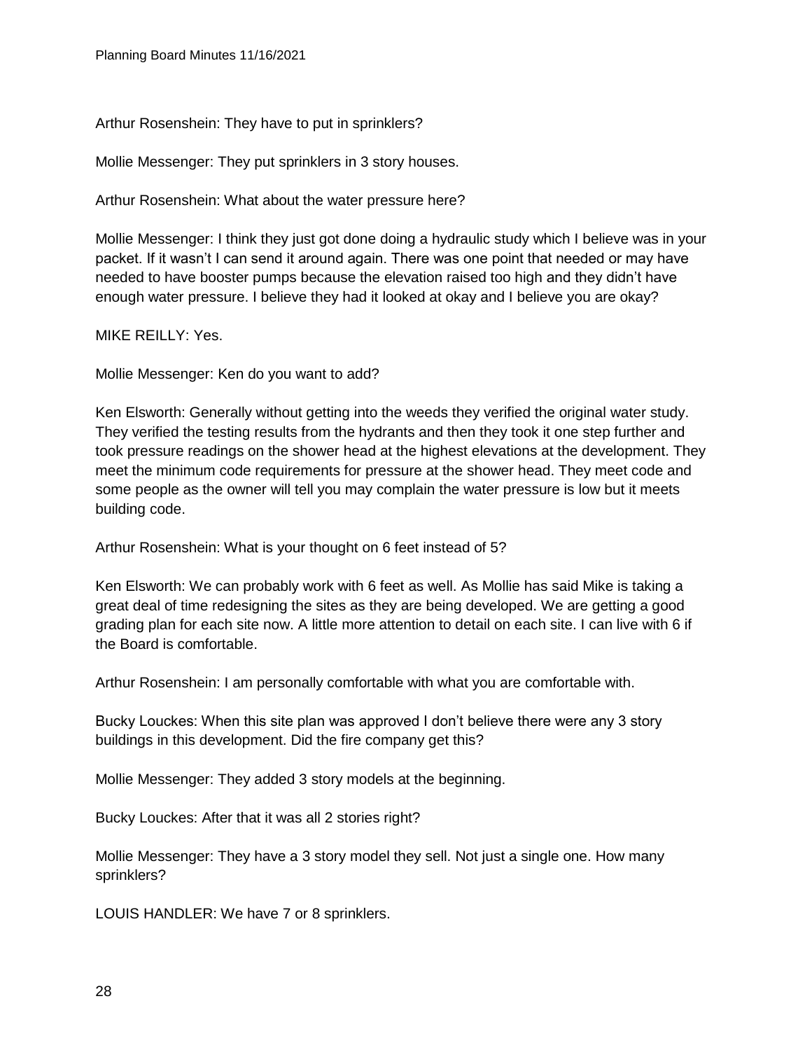Arthur Rosenshein: They have to put in sprinklers?

Mollie Messenger: They put sprinklers in 3 story houses.

Arthur Rosenshein: What about the water pressure here?

Mollie Messenger: I think they just got done doing a hydraulic study which I believe was in your packet. If it wasn't I can send it around again. There was one point that needed or may have needed to have booster pumps because the elevation raised too high and they didn't have enough water pressure. I believe they had it looked at okay and I believe you are okay?

MIKE REILLY: Yes.

Mollie Messenger: Ken do you want to add?

Ken Elsworth: Generally without getting into the weeds they verified the original water study. They verified the testing results from the hydrants and then they took it one step further and took pressure readings on the shower head at the highest elevations at the development. They meet the minimum code requirements for pressure at the shower head. They meet code and some people as the owner will tell you may complain the water pressure is low but it meets building code.

Arthur Rosenshein: What is your thought on 6 feet instead of 5?

Ken Elsworth: We can probably work with 6 feet as well. As Mollie has said Mike is taking a great deal of time redesigning the sites as they are being developed. We are getting a good grading plan for each site now. A little more attention to detail on each site. I can live with 6 if the Board is comfortable.

Arthur Rosenshein: I am personally comfortable with what you are comfortable with.

Bucky Louckes: When this site plan was approved I don't believe there were any 3 story buildings in this development. Did the fire company get this?

Mollie Messenger: They added 3 story models at the beginning.

Bucky Louckes: After that it was all 2 stories right?

Mollie Messenger: They have a 3 story model they sell. Not just a single one. How many sprinklers?

LOUIS HANDLER: We have 7 or 8 sprinklers.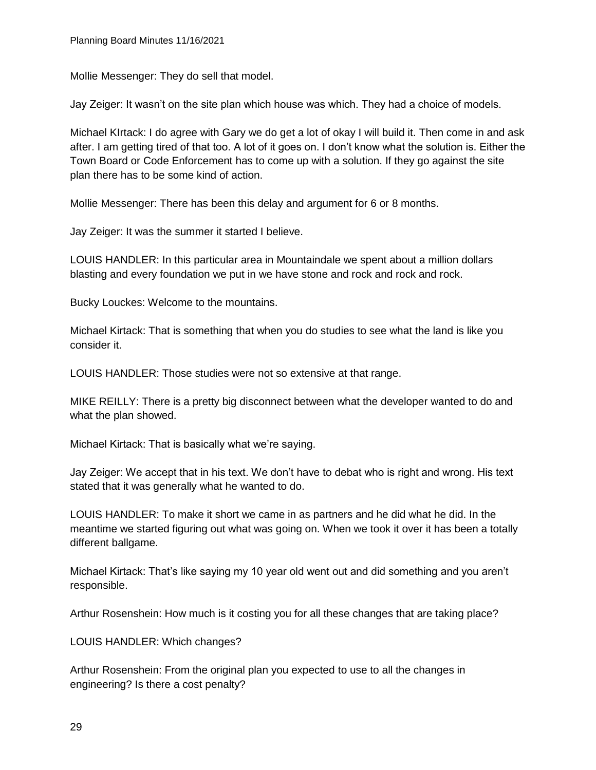Mollie Messenger: They do sell that model.

Jay Zeiger: It wasn't on the site plan which house was which. They had a choice of models.

Michael KIrtack: I do agree with Gary we do get a lot of okay I will build it. Then come in and ask after. I am getting tired of that too. A lot of it goes on. I don't know what the solution is. Either the Town Board or Code Enforcement has to come up with a solution. If they go against the site plan there has to be some kind of action.

Mollie Messenger: There has been this delay and argument for 6 or 8 months.

Jay Zeiger: It was the summer it started I believe.

LOUIS HANDLER: In this particular area in Mountaindale we spent about a million dollars blasting and every foundation we put in we have stone and rock and rock and rock.

Bucky Louckes: Welcome to the mountains.

Michael Kirtack: That is something that when you do studies to see what the land is like you consider it.

LOUIS HANDLER: Those studies were not so extensive at that range.

MIKE REILLY: There is a pretty big disconnect between what the developer wanted to do and what the plan showed.

Michael Kirtack: That is basically what we're saying.

Jay Zeiger: We accept that in his text. We don't have to debate who is right and wrong. His text stated that it was generally what he wanted to do.

LOUIS HANDLER: To make it short we came in as partners and he did what he did. In the meantime we started figuring out what was going on. When we took it over it has been a totally different ballgame.

Michael Kirtack: That's like saying my 10 year old went out and did something and you aren't responsible.

Arthur Rosenshein: How much is it costing you for all these changes that are taking place?

LOUIS HANDLER: Which changes?

Arthur Rosenshein: From the original plan you expected to use to all the changes in engineering? Is there a cost penalty?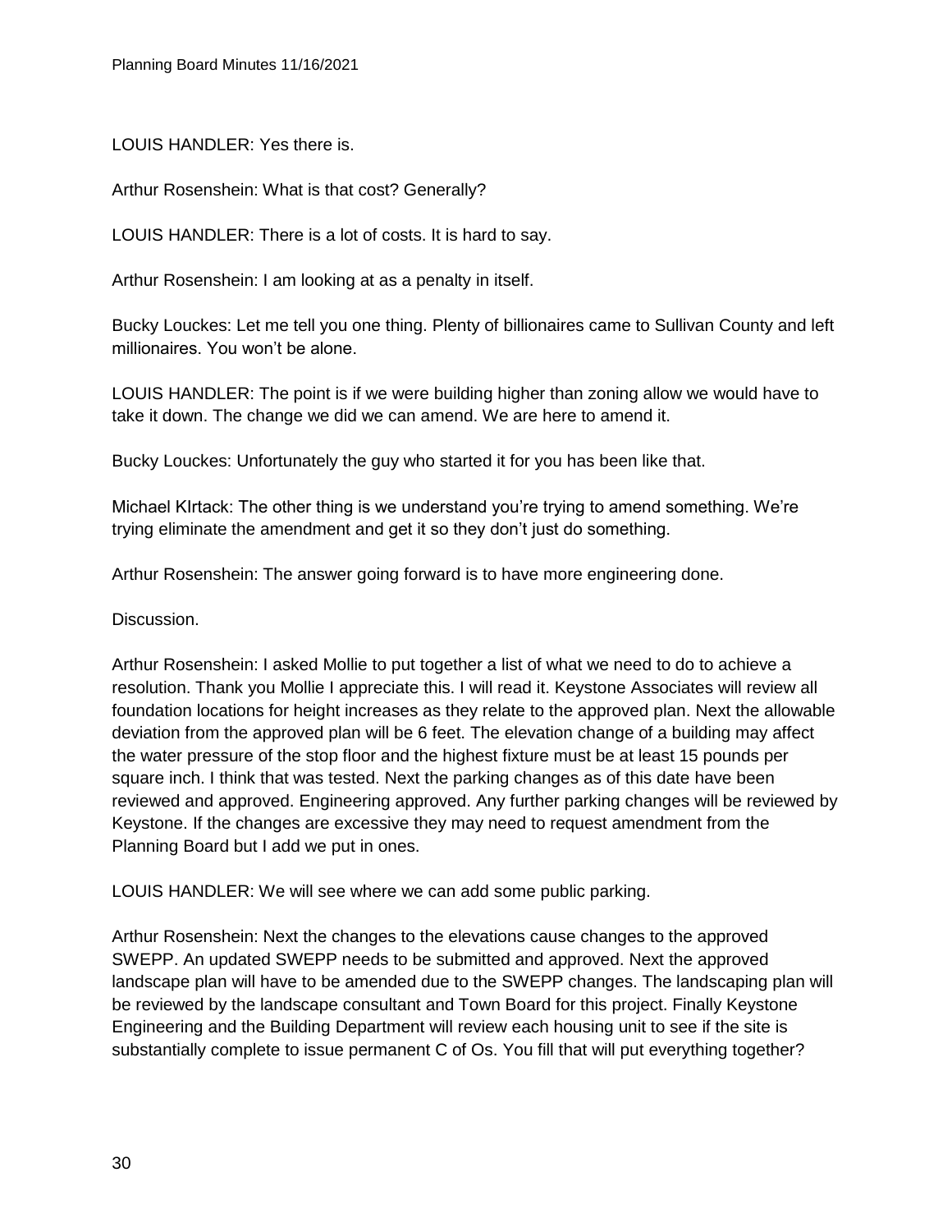LOUIS HANDLER: Yes there is.

Arthur Rosenshein: What is that cost? Generally?

LOUIS HANDLER: There is a lot of costs. It is hard to say.

Arthur Rosenshein: I am looking at as a penalty in itself.

Bucky Louckes: Let me tell you one thing. Plenty of billionaires came to Sullivan County and left millionaires. You won't be alone.

LOUIS HANDLER: The point is if we were building higher than zoning allow we would have to take it down. The change we did we can amend. We are here to amend it.

Bucky Louckes: Unfortunately the guy who started it for you has been like that.

Michael KIrtack: The other thing is we understand you're trying to amend something. We're trying eliminate the amendment and get it so they don't just do something.

Arthur Rosenshein: The answer going forward is to have more engineering done.

Discussion.

Arthur Rosenshein: I asked Mollie to put together a list of what we need to do to achieve a resolution. Thank you Mollie I appreciate this. I will read it. Keystone Associates will review all foundation locations for height increases as they relate to the approved plan. Next the allowable deviation from the approved plan will be 6 feet. The elevation change of a building may affect the water pressure of the stop floor and the highest fixture must be at least 15 pounds per square inch. I think that was tested. Next the parking changes as of this date have been reviewed and approved. Engineering approved. Any further parking changes will be reviewed by Keystone. If the changes are excessive they may need to request amendment from the Planning Board but I add we put in ones.

LOUIS HANDLER: We will see where we can add some public parking.

Arthur Rosenshein: Next the changes to the elevations cause changes to the approved SWEPP. An updated SWEPP needs to be submitted and approved. Next the approved landscape plan will have to be amended due to the SWEPP changes. The landscaping plan will be reviewed by the landscape consultant and Town Board for this project. Finally Keystone Engineering and the Building Department will review each housing unit to see if the site is substantially complete to issue permanent C of Os. You fill that will put everything together?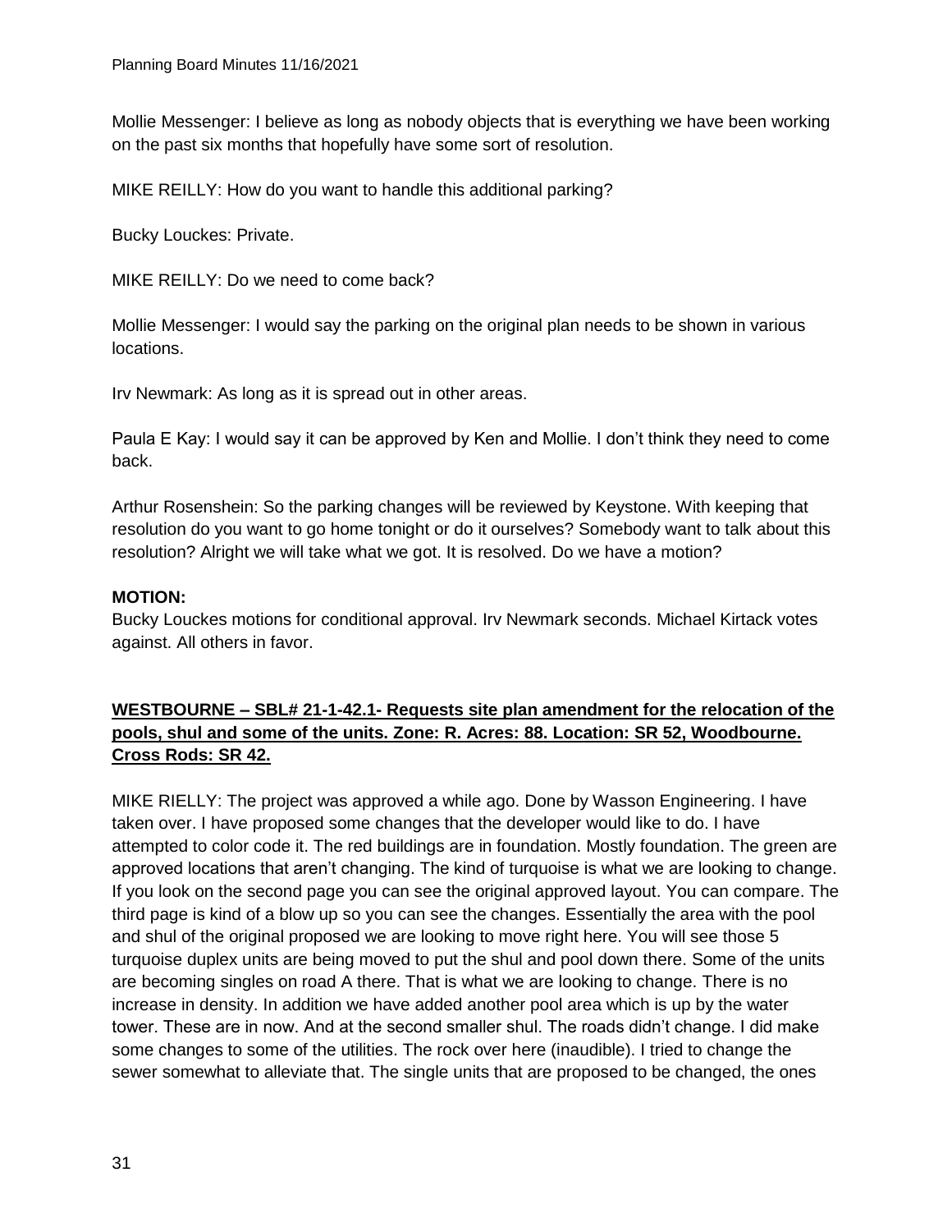Mollie Messenger: I believe as long as nobody objects that is everything we have been working on the past six months that hopefully have some sort of resolution.

MIKE REILLY: How do you want to handle this additional parking?

Bucky Louckes: Private.

MIKE REILLY: Do we need to come back?

Mollie Messenger: I would say the parking on the original plan needs to be shown in various locations.

Irv Newmark: As long as it is spread out in other areas.

Paula E Kay: I would say it can be approved by Ken and Mollie. I don't think they need to come back.

Arthur Rosenshein: So the parking changes will be reviewed by Keystone. With keeping that resolution do you want to go home tonight or do it ourselves? Somebody want to talk about this resolution? Alright we will take what we got. It is resolved. Do we have a motion?

**MOTION:**
Bucky Louckes motions for conditional approval. Irv Newmark seconds. Michael Kirtack votes against. All others in favor.

**WESTBOURNE – SBL# 21-1-42.1- Requests site plan amendment for the relocation of the pools, shul and some of the units. Zone: R. Acres: 88. Location: SR 52, Woodbourne. Cross Rods: SR 42.**

MIKE RIELLY: The project was approved a while ago. Done by Wasson Engineering. I have taken over. I have proposed some changes that the developer would like to do. I have attempted to color code it. The red buildings are in foundation. Mostly foundation. The green are approved locations that aren't changing. The kind of turquoise is what we are looking to change. If you look on the second page you can see the original approved layout. You can compare. The third page is kind of a blow up so you can see the changes. Essentially the area with the pool and shul of the original proposed we are looking to move right here. You will see those 5 turquoise duplex units are being moved to put the shul and pool down there. Some of the units are becoming singles on road A there. That is what we are looking to change. There is no increase in density. In addition we have added another pool area which is up by the water tower. These are in now. And at the second smaller shul. The roads didn't change. I did make some changes to some of the utilities. The rock over here (inaudible). I tried to change the sewer somewhat to alleviate that. The single units that are proposed to be changed, the ones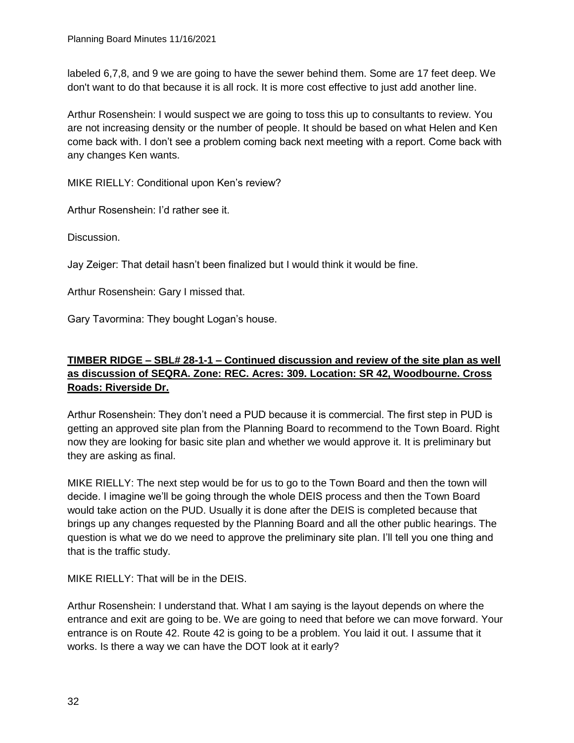labeled 6,7,8, and 9 we are going to have the sewer behind them. Some are 17 feet deep. We don't want to do that because it is all rock. It is more cost effective to just add another line.

Arthur Rosenshein: I would suspect we are going to toss this up to consultants to review. You are not increasing density or the number of people. It should be based on what Helen and Ken come back with. I don't see a problem coming back next meeting with a report. Come back with any changes Ken wants.

MIKE RIELLY: Conditional upon Ken's review?

Arthur Rosenshein: I'd rather see it.

Discussion.

Jay Zeiger: That detail hasn't been finalized but I would think it would be fine.

Arthur Rosenshein: Gary I missed that.

Gary Tavormina: They bought Logan's house.

**TIMBER RIDGE – SBL# 28-1-1 – Continued discussion and review of the site plan as well as discussion of SEQRA. Zone: REC. Acres: 309. Location: SR 42, Woodbourne. Cross Roads: Riverside Dr.**

Arthur Rosenshein: They don't need a PUD because it is commercial. The first step in PUD is getting an approved site plan from the Planning Board to recommend to the Town Board. Right now they are looking for basic site plan and whether we would approve it. It is preliminary but they are asking as final.

MIKE RIELLY: The next step would be for us to go to the Town Board and then the town will decide. I imagine we'll be going through the whole DEIS process and then the Town Board would take action on the PUD. Usually it is done after the DEIS is completed because that brings up any changes requested by the Planning Board and all the other public hearings. The question is what we do we need to approve the preliminary site plan. I'll tell you one thing and that is the traffic study.

MIKE RIELLY: That will be in the DEIS.

Arthur Rosenshein: I understand that. What I am saying is the layout depends on where the entrance and exit are going to be. We are going to need that before we can move forward. Your entrance is on Route 42. Route 42 is going to be a problem. You laid it out. I assume that it works. Is there a way we can have the DOT look at it early?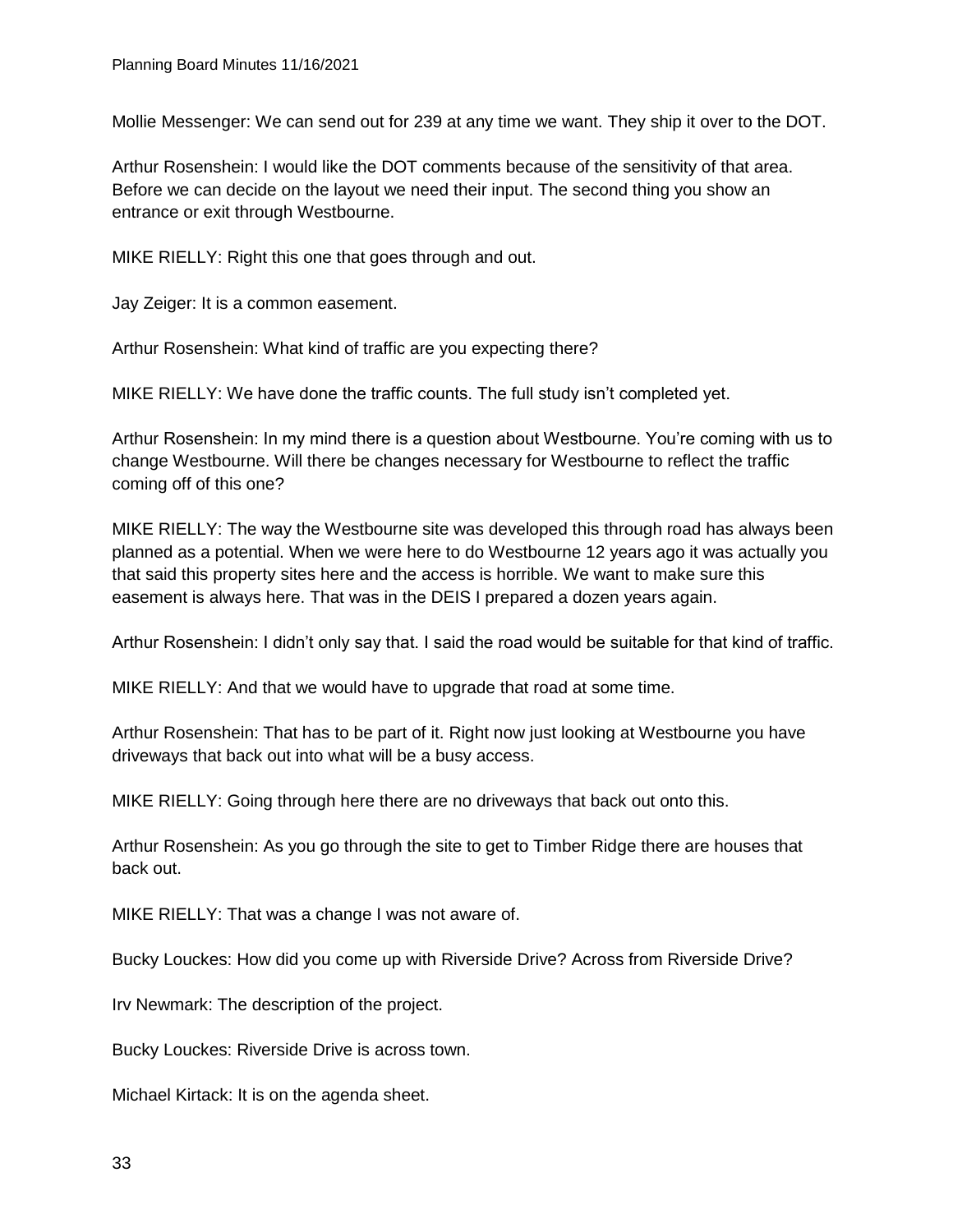Mollie Messenger: We can send out for 239 at any time we want. They ship it over to the DOT.

Arthur Rosenshein: I would like the DOT comments because of the sensitivity of that area. Before we can decide on the layout we need their input. The second thing you show an entrance or exit through Westbourne.

MIKE RIELLY: Right this one that goes through and out.

Jay Zeiger: It is a common easement.

Arthur Rosenshein: What kind of traffic are you expecting there?

MIKE RIELLY: We have done the traffic counts. The full study isn't completed yet.

Arthur Rosenshein: In my mind there is a question about Westbourne. You're coming with us to change Westbourne. Will there be changes necessary for Westbourne to reflect the traffic coming off of this one?

MIKE RIELLY: The way the Westbourne site was developed this through road has always been planned as a potential. When we were here to do Westbourne 12 years ago it was actually you that said this property sites here and the access is horrible. We want to make sure this easement is always here. That was in the DEIS I prepared a dozen years again.

Arthur Rosenshein: I didn't only say that. I said the road would be suitable for that kind of traffic.

MIKE RIELLY: And that we would have to upgrade that road at some time.

Arthur Rosenshein: That has to be part of it. Right now just looking at Westbourne you have driveways that back out into what will be a busy access.

MIKE RIELLY: Going through here there are no driveways that back out onto this.

Arthur Rosenshein: As you go through the site to get to Timber Ridge there are houses that back out.

MIKE RIELLY: That was a change I was not aware of.

Bucky Louckes: How did you come up with Riverside Drive? Across from Riverside Drive?

Irv Newmark: The description of the project.

Bucky Louckes: Riverside Drive is across town.

Michael Kirtack: It is on the agenda sheet.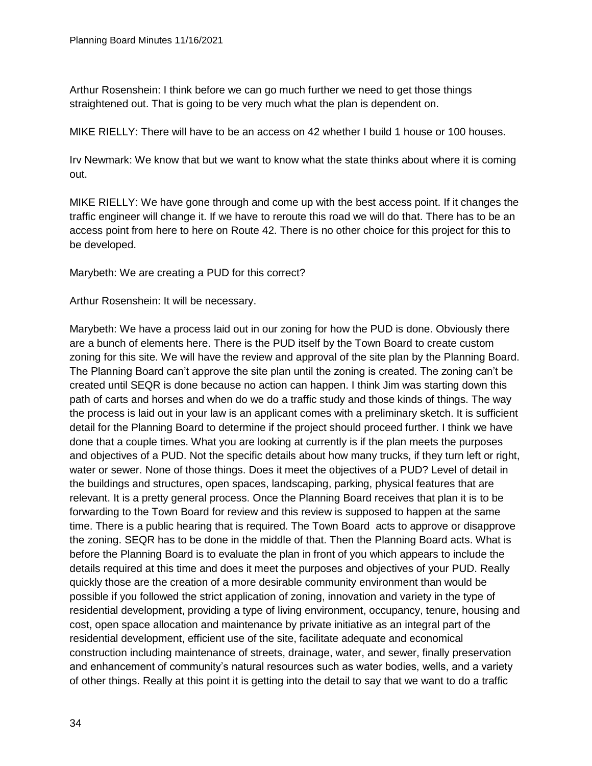Arthur Rosenshein: I think before we can go much further we need to get those things straightened out. That is going to be very much what the plan is dependent on.

MIKE RIELLY: There will have to be an access on 42 whether I build 1 house or 100 houses.

Irv Newmark: We know that but we want to know what the state thinks about where it is coming out.

MIKE RIELLY: We have gone through and come up with the best access point. If it changes the traffic engineer will change it. If we have to reroute this road we will do that. There has to be an access point from here to here on Route 42. There is no other choice for this project for this to be developed.

Marybeth: We are creating a PUD for this correct?

Arthur Rosenshein: It will be necessary.

Marybeth: We have a process laid out in our zoning for how the PUD is done. Obviously there are a bunch of elements here. There is the PUD itself by the Town Board to create custom zoning for this site. We will have the review and approval of the site plan by the Planning Board. The Planning Board can't approve the site plan until the zoning is created. The zoning can't be created until SEQR is done because no action can happen. I think Jim was starting down this path of carts and horses and when do we do a traffic study and those kinds of things. The way the process is laid out in your law is an applicant comes with a preliminary sketch. It is sufficient detail for the Planning Board to determine if the project should proceed further. I think we have done that a couple times. What you are looking at currently is if the plan meets the purposes and objectives of a PUD. Not the specific details about how many trucks, if they turn left or right, water or sewer. None of those things. Does it meet the objectives of a PUD? Level of detail in the buildings and structures, open spaces, landscaping, parking, physical features that are relevant. It is a pretty general process. Once the Planning Board receives that plan it is to be forwarding to the Town Board for review and this review is supposed to happen at the same time. There is a public hearing that is required. The Town Board acts to approve or disapprove the zoning. SEQR has to be done in the middle of that. Then the Planning Board acts. What is before the Planning Board is to evaluate the plan in front of you which appears to include the details required at this time and does it meet the purposes and objectives of your PUD. Really quickly those are the creation of a more desirable community environment than would be possible if you followed the strict application of zoning, innovation and variety in the type of residential development, providing a type of living environment, occupancy, tenure, housing and cost, open space allocation and maintenance by private initiative as an integral part of the residential development, efficient use of the site, facilitate adequate and economical construction including maintenance of streets, drainage, water, and sewer, finally preservation and enhancement of community's natural resources such as water bodies, wells, and a variety of other things. Really at this point it is getting into the detail to say that we want to do a traffic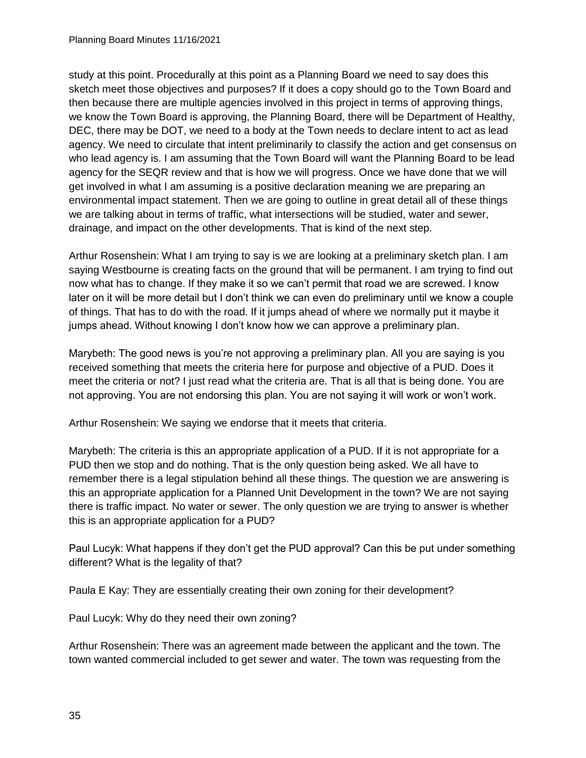study at this point. Procedurally at this point as a Planning Board we need to say does this sketch meet those objectives and purposes? If it does a copy should go to the Town Board and then because there are multiple agencies involved in this project in terms of approving things, we know the Town Board is approving, the Planning Board, there will be Department of Healthy, DEC, there may be DOT, we need to a body at the Town needs to declare intent to act as lead agency. We need to circulate that intent preliminarily to classify the action and get consensus on who lead agency is. I am assuming that the Town Board will want the Planning Board to be lead agency for the SEQR review and that is how we will progress. Once we have done that we will get involved in what I am assuming is a positive declaration meaning we are preparing an environmental impact statement. Then we are going to outline in great detail all of these things we are talking about in terms of traffic, what intersections will be studied, water and sewer, drainage, and impact on the other developments. That is kind of the next step.

Arthur Rosenshein: What I am trying to say is we are looking at a preliminary sketch plan. I am saying Westbourne is creating facts on the ground that will be permanent. I am trying to find out now what has to change. If they make it so we can't permit that road we are screwed. I know later on it will be more detail but I don't think we can even do preliminary until we know a couple of things. That has to do with the road. If it jumps ahead of where we normally put it maybe it jumps ahead. Without knowing I don't know how we can approve a preliminary plan.

Marybeth: The good news is you're not approving a preliminary plan. All you are saying is you received something that meets the criteria here for purpose and objective of a PUD. Does it meet the criteria or not? I just read what the criteria are. That is all that is being done. You are not approving. You are not endorsing this plan. You are not saying it will work or won't work.

Arthur Rosenshein: We saying we endorse that it meets that criteria.

Marybeth: The criteria is this an appropriate application of a PUD. If it is not appropriate for a PUD then we stop and do nothing. That is the only question being asked. We all have to remember there is a legal stipulation behind all these things. The question we are answering is this an appropriate application for a Planned Unit Development in the town? We are not saying there is traffic impact. No water or sewer. The only question we are trying to answer is whether this is an appropriate application for a PUD?

Paul Lucyk: What happens if they don't get the PUD approval? Can this be put under something different? What is the legality of that?

Paula E Kay: They are essentially creating their own zoning for their development?

Paul Lucyk: Why do they need their own zoning?

Arthur Rosenshein: There was an agreement made between the applicant and the town. The town wanted commercial included to get sewer and water. The town was requesting from the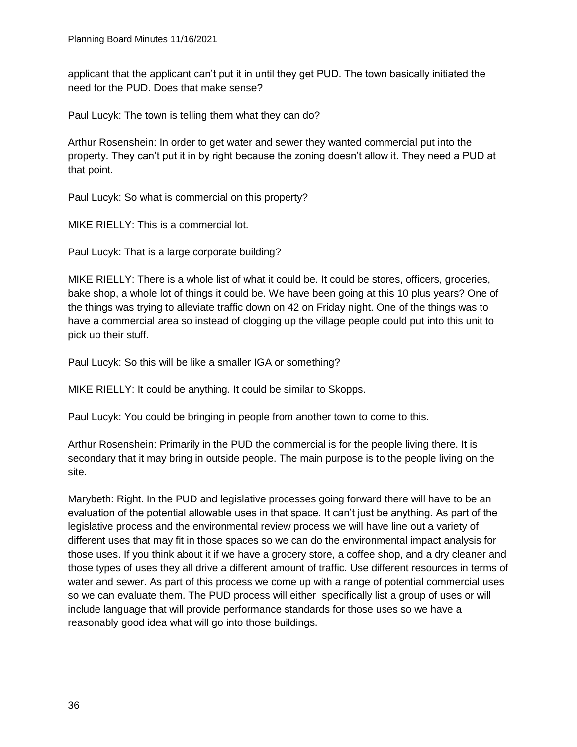applicant that the applicant can't put it in until they get PUD. The town basically initiated the need for the PUD. Does that make sense?

Paul Lucyk: The town is telling them what they can do?

Arthur Rosenshein: In order to get water and sewer they wanted commercial put into the property. They can't put it in by right because the zoning doesn't allow it. They need a PUD at that point.

Paul Lucyk: So what is commercial on this property?

MIKE RIELLY: This is a commercial lot.

Paul Lucyk: That is a large corporate building?

MIKE RIELLY: There is a whole list of what it could be. It could be stores, officers, groceries, bake shop, a whole lot of things it could be. We have been going at this 10 plus years? One of the things was trying to alleviate traffic down on 42 on Friday night. One of the things was to have a commercial area so instead of clogging up the village people could put into this unit to pick up their stuff.

Paul Lucyk: So this will be like a smaller IGA or something?

MIKE RIELLY: It could be anything. It could be similar to Skopps.

Paul Lucyk: You could be bringing in people from another town to come to this.

Arthur Rosenshein: Primarily in the PUD the commercial is for the people living there. It is secondary that it may bring in outside people. The main purpose is to the people living on the site.

Marybeth: Right. In the PUD and legislative processes going forward there will have to be an evaluation of the potential allowable uses in that space. It can't just be anything. As part of the legislative process and the environmental review process we will have line out a variety of different uses that may fit in those spaces so we can do the environmental impact analysis for those uses. If you think about it if we have a grocery store, a coffee shop, and a dry cleaner and those types of uses they all drive a different amount of traffic. Use different resources in terms of water and sewer. As part of this process we come up with a range of potential commercial uses so we can evaluate them. The PUD process will either specifically list a group of uses or will include language that will provide performance standards for those uses so we have a reasonably good idea what will go into those buildings.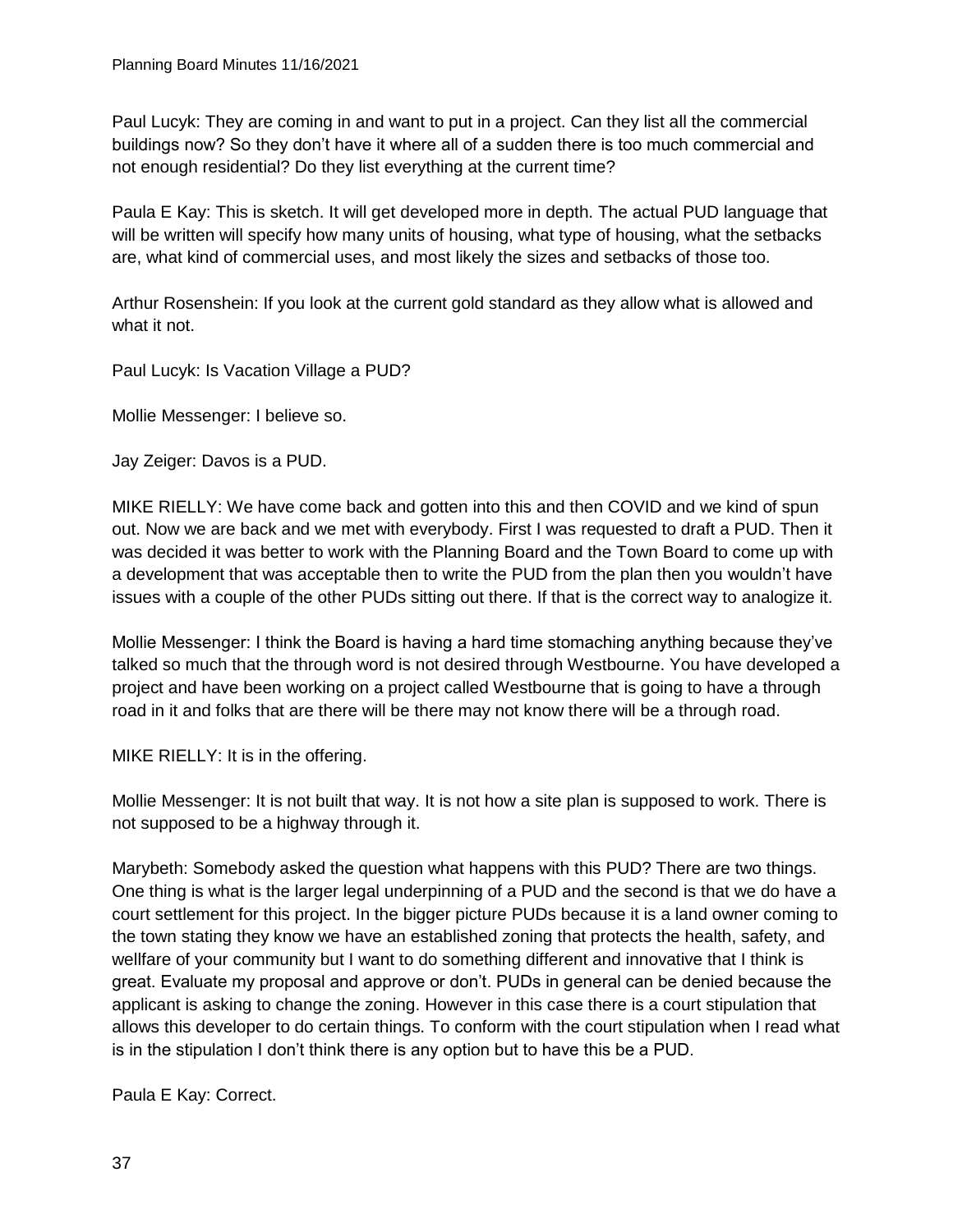Paul Lucyk: They are coming in and want to put in a project. Can they list all the commercial buildings now? So they don't have it where all of a sudden there is too much commercial and not enough residential? Do they list everything at the current time?

Paula E Kay: This is sketch. It will get developed more in depth. The actual PUD language that will be written will specify how many units of housing, what type of housing, what the setbacks are, what kind of commercial uses, and most likely the sizes and setbacks of those too.

Arthur Rosenshein: If you look at the current gold standard as they allow what is allowed and what it not.

Paul Lucyk: Is Vacation Village a PUD?

Mollie Messenger: I believe so.

Jay Zeiger: Davos is a PUD.

MIKE RIELLY: We have come back and gotten into this and then COVID and we kind of spun out. Now we are back and we met with everybody. First I was requested to draft a PUD. Then it was decided it was better to work with the Planning Board and the Town Board to come up with a development that was acceptable then to write the PUD from the plan then you wouldn't have issues with a couple of the other PUDs sitting out there. If that is the correct way to analogize it.

Mollie Messenger: I think the Board is having a hard time stomaching anything because they've talked so much that the through word is not desired through Westbourne. You have developed a project and have been working on a project called Westbourne that is going to have a through road in it and folks that are there will be there may not know there will be a through road.

MIKE RIELLY: It is in the offering.

Mollie Messenger: It is not built that way. It is not how a site plan is supposed to work. There is not supposed to be a highway through it.

Marybeth: Somebody asked the question what happens with this PUD? There are two things. One thing is what is the larger legal underpinning of a PUD and the second is that we do have a court settlement for this project. In the bigger picture PUDs because it is a land owner coming to the town stating they know we have an established zoning that protects the health, safety, and wellfare of your community but I want to do something different and innovative that I think is great. Evaluate my proposal and approve or don't. PUDs in general can be denied because the applicant is asking to change the zoning. However in this case there is a court stipulation that allows this developer to do certain things. To conform with the court stipulation when I read what is in the stipulation I don't think there is any option but to have this be a PUD.

Paula E Kay: Correct.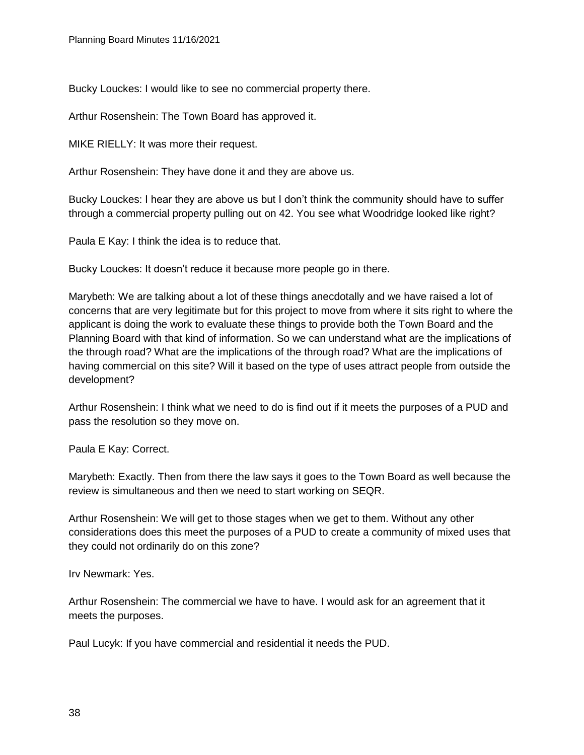Bucky Louckes: I would like to see no commercial property there.

Arthur Rosenshein: The Town Board has approved it.

MIKE RIELLY: It was more their request.

Arthur Rosenshein: They have done it and they are above us.

Bucky Louckes: I hear they are above us but I don't think the community should have to suffer through a commercial property pulling out on 42. You see what Woodridge looked like right?

Paula E Kay: I think the idea is to reduce that.

Bucky Louckes: It doesn't reduce it because more people go in there.

Marybeth: We are talking about a lot of these things anecdotally and we have raised a lot of concerns that are very legitimate but for this project to move from where it sits right to where the applicant is doing the work to evaluate these things to provide both the Town Board and the Planning Board with that kind of information. So we can understand what are the implications of the through road? What are the implications of the through road? What are the implications of having commercial on this site? Will it based on the type of uses attract people from outside the development?

Arthur Rosenshein: I think what we need to do is find out if it meets the purposes of a PUD and pass the resolution so they move on.

Paula E Kay: Correct.

Marybeth: Exactly. Then from there the law says it goes to the Town Board as well because the review is simultaneous and then we need to start working on SEQR.

Arthur Rosenshein: We will get to those stages when we get to them. Without any other considerations does this meet the purposes of a PUD to create a community of mixed uses that they could not ordinarily do on this zone?

Irv Newmark: Yes.

Arthur Rosenshein: The commercial we have to have. I would ask for an agreement that it meets the purposes.

Paul Lucyk: If you have commercial and residential it needs the PUD.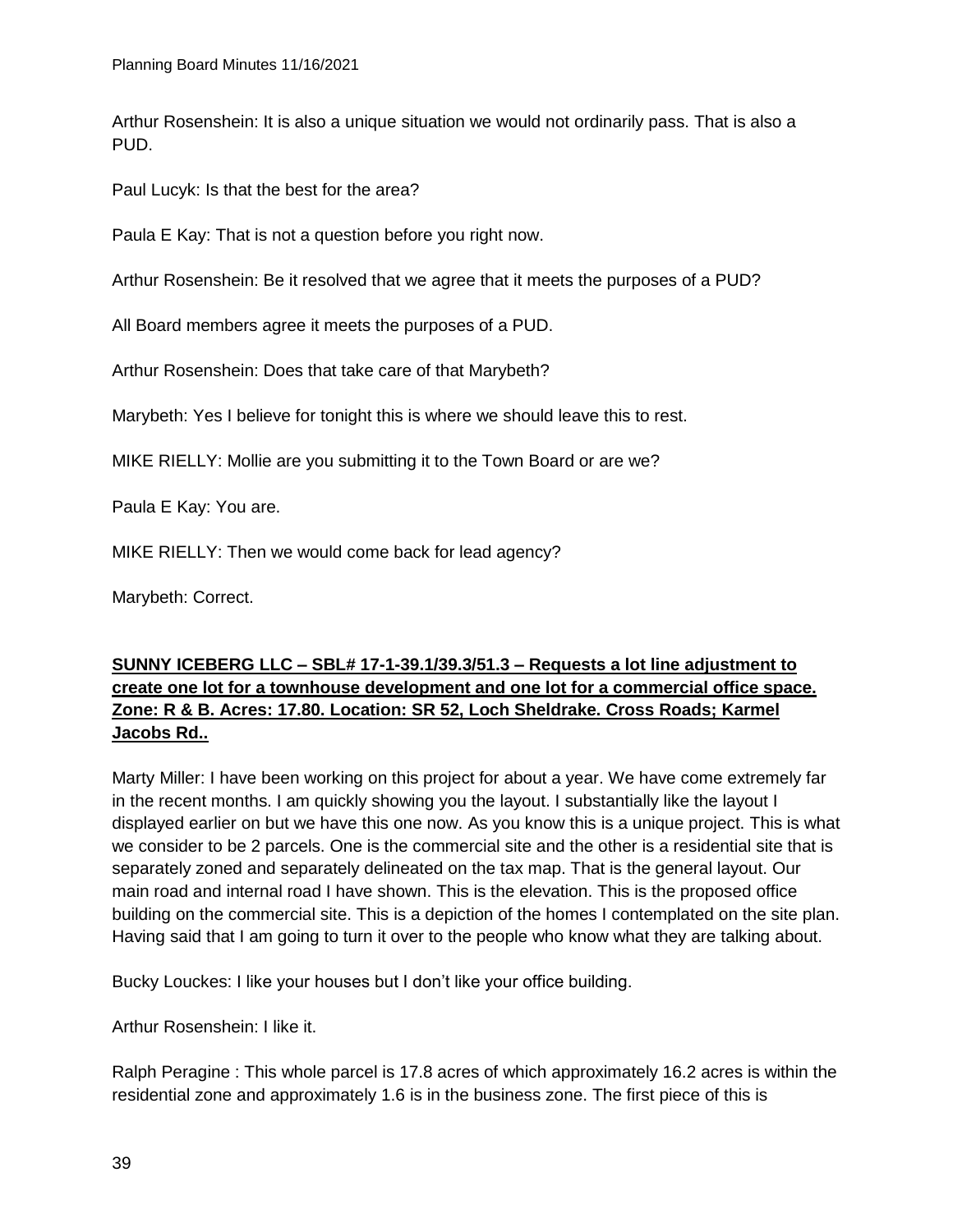Arthur Rosenshein: It is also a unique situation we would not ordinarily pass. That is also a PUD.

Paul Lucyk: Is that the best for the area?

Paula E Kay: That is not a question before you right now.

Arthur Rosenshein: Be it resolved that we agree that it meets the purposes of a PUD?

All Board members agree it meets the purposes of a PUD.

Arthur Rosenshein: Does that take care of that Marybeth?

Marybeth: Yes I believe for tonight this is where we should leave this to rest.

MIKE RIELLY: Mollie are you submitting it to the Town Board or are we?

Paula E Kay: You are.

MIKE RIELLY: Then we would come back for lead agency?

Marybeth: Correct.

**SUNNY ICEBERG LLC – SBL# 17-1-39.1/39.3/51.3 – Requests a lot line adjustment to create one lot for a townhouse development and one lot for a commercial office space. Zone: R & B. Acres: 17.80. Location: SR 52, Loch Sheldrake. Cross Roads; Karmel Jacobs Rd..**

Marty Miller: I have been working on this project for about a year. We have come extremely far in the recent months. I am quickly showing you the layout. I substantially like the layout I displayed earlier on but we have this one now. As you know this is a unique project. This is what we consider to be 2 parcels. One is the commercial site and the other is a residential site that is separately zoned and separately delineated on the tax map. That is the general layout. Our main road and internal road I have shown. This is the elevation. This is the proposed office building on the commercial site. This is a depiction of the homes I contemplated on the site plan. Having said that I am going to turn it over to the people who know what they are talking about.

Bucky Louckes: I like your houses but I don't like your office building.

Arthur Rosenshein: I like it.

Ralph Peragine : This whole parcel is 17.8 acres of which approximately 16.2 acres is within the residential zone and approximately 1.6 is in the business zone. The first piece of this is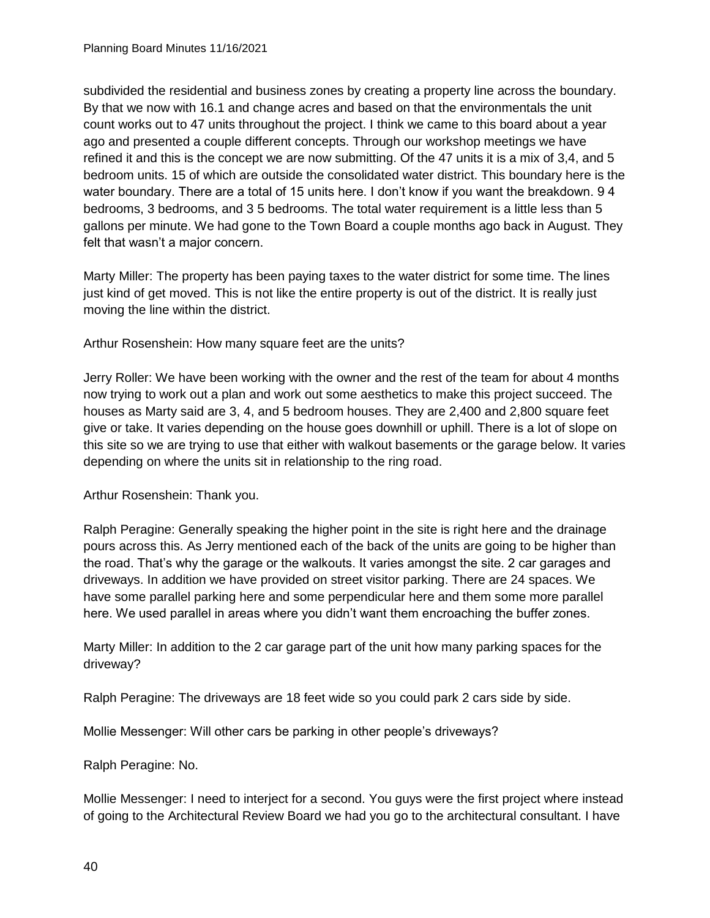subdivided the residential and business zones by creating a property line across the boundary. By that we now with 16.1 and change acres and based on that the environmentals the unit count works out to 47 units throughout the project. I think we came to this board about a year ago and presented a couple different concepts. Through our workshop meetings we have refined it and this is the concept we are now submitting. Of the 47 units it is a mix of 3,4, and 5 bedroom units. 15 of which are outside the consolidated water district. This boundary here is the water boundary. There are a total of 15 units here. I don't know if you want the breakdown. 9 4 bedrooms, 3 bedrooms, and 3 5 bedrooms. The total water requirement is a little less than 5 gallons per minute. We had gone to the Town Board a couple months ago back in August. They felt that wasn't a major concern.

Marty Miller: The property has been paying taxes to the water district for some time. The lines just kind of get moved. This is not like the entire property is out of the district. It is really just moving the line within the district.

Arthur Rosenshein: How many square feet are the units?

Jerry Roller: We have been working with the owner and the rest of the team for about 4 months now trying to work out a plan and work out some aesthetics to make this project succeed. The houses as Marty said are 3, 4, and 5 bedroom houses. They are 2,400 and 2,800 square feet give or take. It varies depending on the house goes downhill or uphill. There is a lot of slope on this site so we are trying to use that either with walkout basements or the garage below. It varies depending on where the units sit in relationship to the ring road.

Arthur Rosenshein: Thank you.

Ralph Peragine: Generally speaking the higher point in the site is right here and the drainage pours across this. As Jerry mentioned each of the back of the units are going to be higher than the road. That's why the garage or the walkouts. It varies amongst the site. 2 car garages and driveways. In addition we have provided on street visitor parking. There are 24 spaces. We have some parallel parking here and some perpendicular here and them some more parallel here. We used parallel in areas where you didn't want them encroaching the buffer zones.

Marty Miller: In addition to the 2 car garage part of the unit how many parking spaces for the driveway?

Ralph Peragine: The driveways are 18 feet wide so you could park 2 cars side by side.

Mollie Messenger: Will other cars be parking in other people's driveways?

Ralph Peragine: No.

Mollie Messenger: I need to interject for a second. You guys were the first project where instead of going to the Architectural Review Board we had you go to the architectural consultant. I have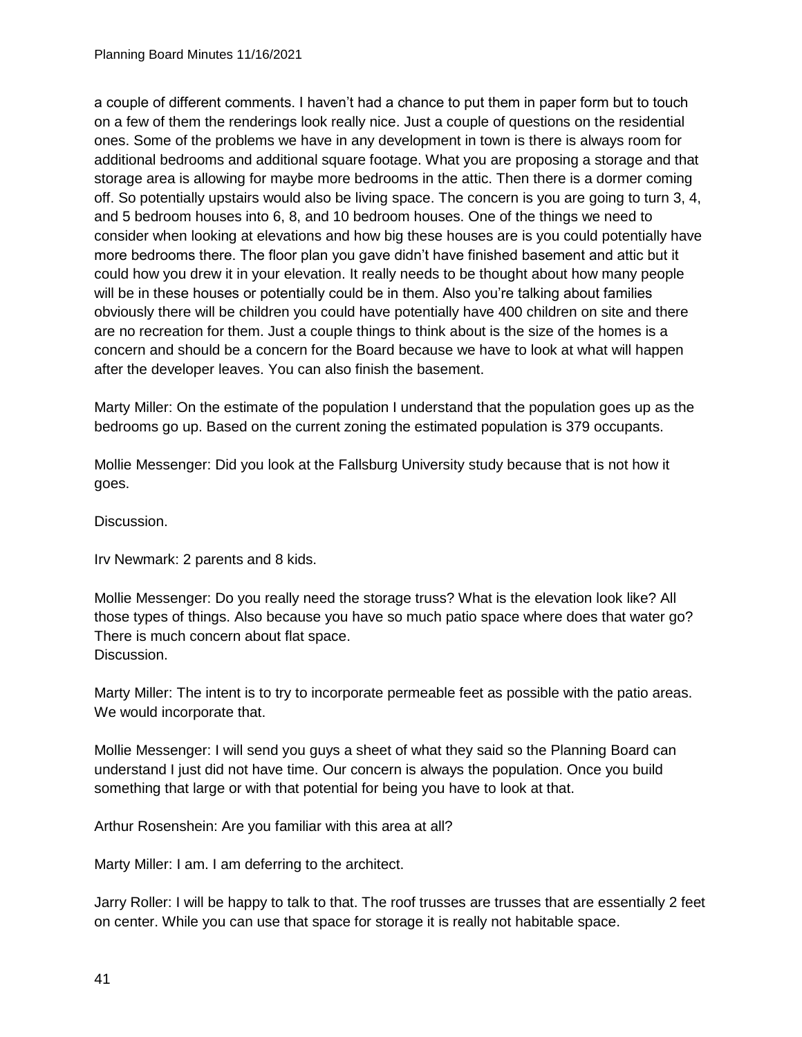a couple of different comments. I haven't had a chance to put them in paper form but to touch on a few of them the renderings look really nice. Just a couple of questions on the residential ones. Some of the problems we have in any development in town is there is always room for additional bedrooms and additional square footage. What you are proposing a storage and that storage area is allowing for maybe more bedrooms in the attic. Then there is a dormer coming off. So potentially upstairs would also be living space. The concern is you are going to turn 3, 4, and 5 bedroom houses into 6, 8, and 10 bedroom houses. One of the things we need to consider when looking at elevations and how big these houses are is you could potentially have more bedrooms there. The floor plan you gave didn't have finished basement and attic but it could how you drew it in your elevation. It really needs to be thought about how many people will be in these houses or potentially could be in them. Also you're talking about families obviously there will be children you could have potentially have 400 children on site and there are no recreation for them. Just a couple things to think about is the size of the homes is a concern and should be a concern for the Board because we have to look at what will happen after the developer leaves. You can also finish the basement.

Marty Miller: On the estimate of the population I understand that the population goes up as the bedrooms go up. Based on the current zoning the estimated population is 379 occupants.

Mollie Messenger: Did you look at the Fallsburg University study because that is not how it goes.

Discussion.

Irv Newmark: 2 parents and 8 kids.

Mollie Messenger: Do you really need the storage truss? What is the elevation look like? All those types of things. Also because you have so much patio space where does that water go? There is much concern about flat space.
Discussion.

Marty Miller: The intent is to try to incorporate permeable feet as possible with the patio areas. We would incorporate that.

Mollie Messenger: I will send you guys a sheet of what they said so the Planning Board can understand I just did not have time. Our concern is always the population. Once you build something that large or with that potential for being you have to look at that.

Arthur Rosenshein: Are you familiar with this area at all?

Marty Miller: I am. I am deferring to the architect.

Jarry Roller: I will be happy to talk to that. The roof trusses are trusses that are essentially 2 feet on center. While you can use that space for storage it is really not habitable space.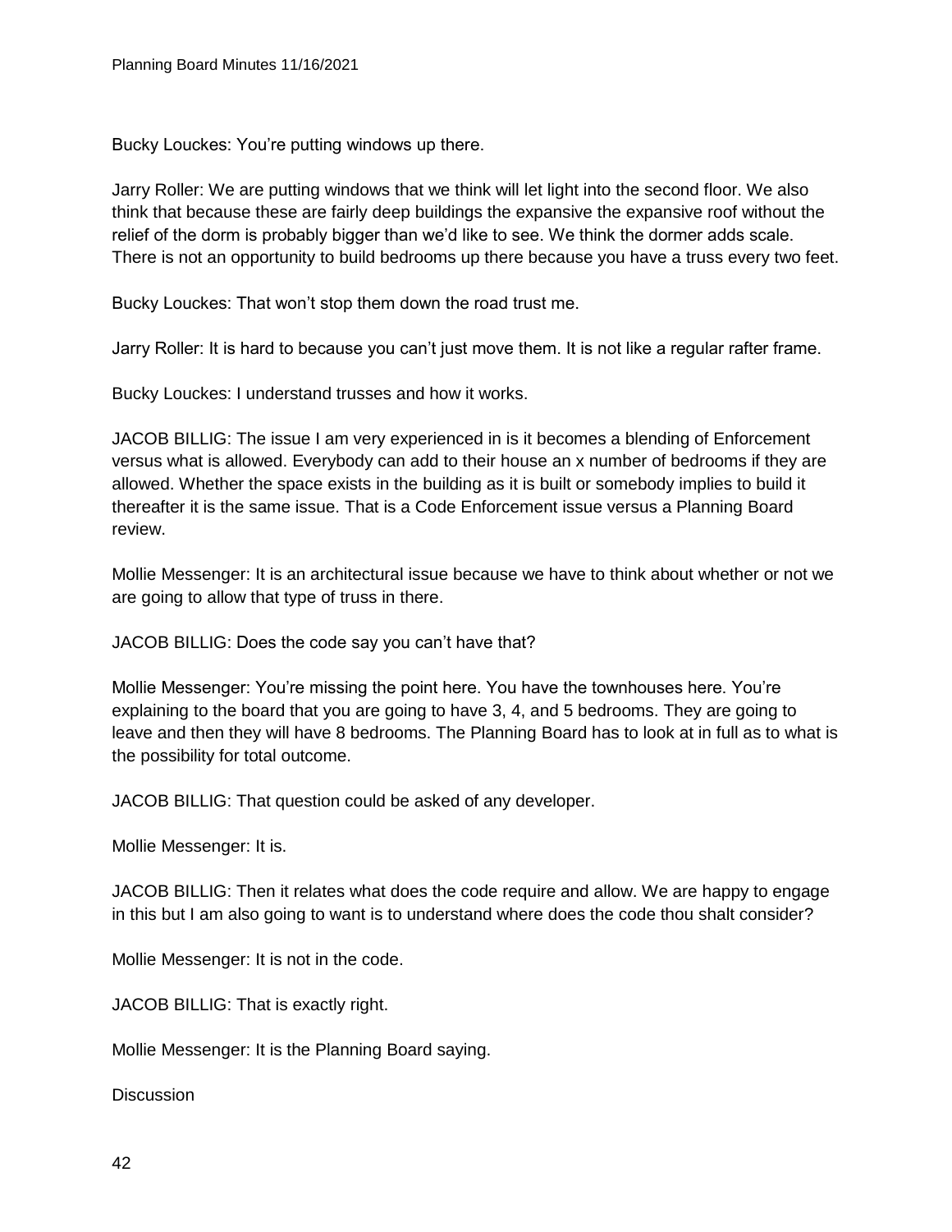Bucky Louckes: You're putting windows up there.

Jarry Roller: We are putting windows that we think will let light into the second floor. We also think that because these are fairly deep buildings the expansive the expansive roof without the relief of the dorm is probably bigger than we'd like to see. We think the dormer adds scale. There is not an opportunity to build bedrooms up there because you have a truss every two feet.

Bucky Louckes: That won't stop them down the road trust me.

Jarry Roller: It is hard to because you can't just move them. It is not like a regular rafter frame.

Bucky Louckes: I understand trusses and how it works.

JACOB BILLIG: The issue I am very experienced in is it becomes a blending of Enforcement versus what is allowed. Everybody can add to their house an x number of bedrooms if they are allowed. Whether the space exists in the building as it is built or somebody implies to build it thereafter it is the same issue. That is a Code Enforcement issue versus a Planning Board review.

Mollie Messenger: It is an architectural issue because we have to think about whether or not we are going to allow that type of truss in there.

JACOB BILLIG: Does the code say you can't have that?

Mollie Messenger: You're missing the point here. You have the townhouses here. You're explaining to the board that you are going to have 3, 4, and 5 bedrooms. They are going to leave and then they will have 8 bedrooms. The Planning Board has to look at in full as to what is the possibility for total outcome.

JACOB BILLIG: That question could be asked of any developer.

Mollie Messenger: It is.

JACOB BILLIG: Then it relates what does the code require and allow. We are happy to engage in this but I am also going to want is to understand where does the code thou shalt consider?

Mollie Messenger: It is not in the code.

JACOB BILLIG: That is exactly right.

Mollie Messenger: It is the Planning Board saying.

Discussion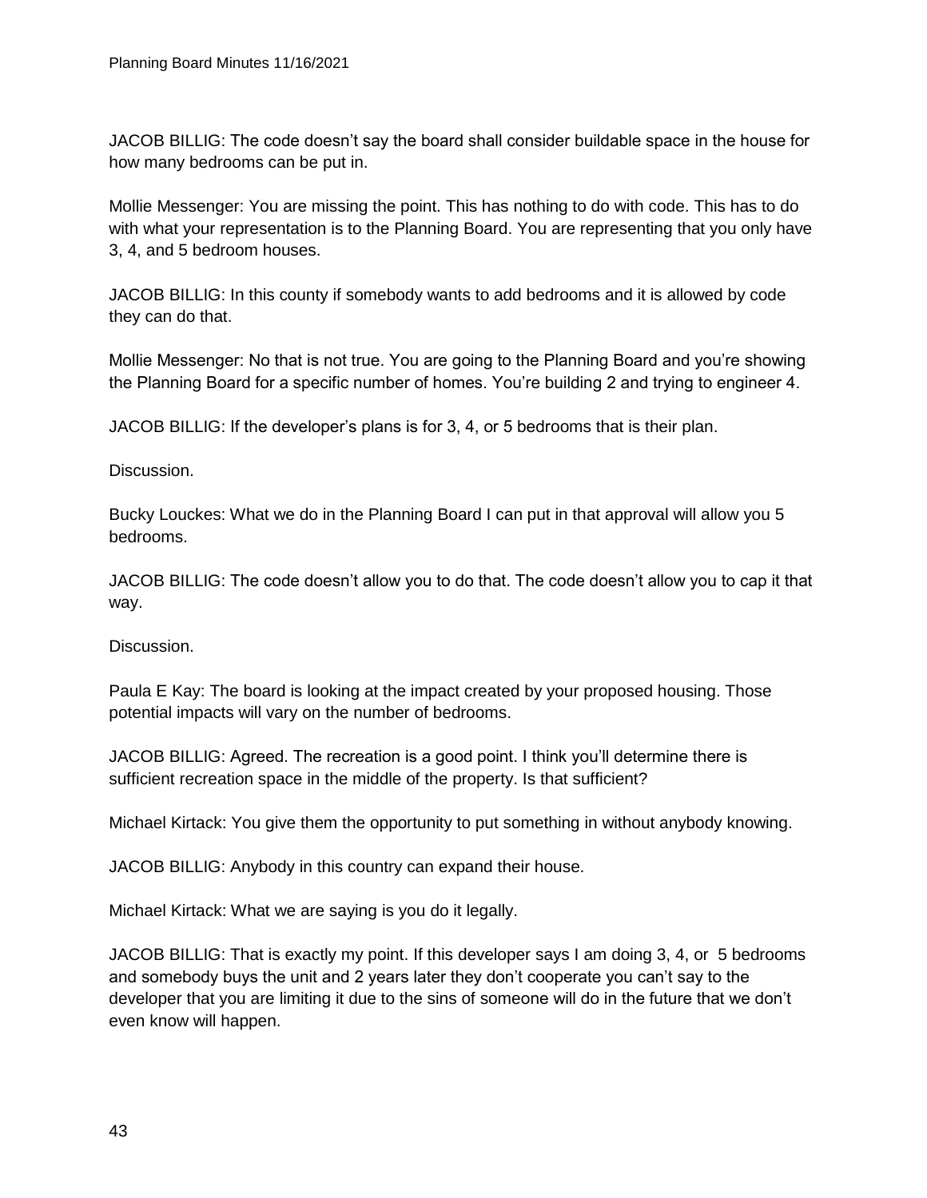JACOB BILLIG: The code doesn't say the board shall consider buildable space in the house for how many bedrooms can be put in.

Mollie Messenger: You are missing the point. This has nothing to do with code. This has to do with what your representation is to the Planning Board. You are representing that you only have 3, 4, and 5 bedroom houses.

JACOB BILLIG: In this county if somebody wants to add bedrooms and it is allowed by code they can do that.

Mollie Messenger: No that is not true. You are going to the Planning Board and you're showing the Planning Board for a specific number of homes. You're building 2 and trying to engineer 4.

JACOB BILLIG: If the developer's plans is for 3, 4, or 5 bedrooms that is their plan.

Discussion.

Bucky Louckes: What we do in the Planning Board I can put in that approval will allow you 5 bedrooms.

JACOB BILLIG: The code doesn't allow you to do that. The code doesn't allow you to cap it that way.

Discussion.

Paula E Kay: The board is looking at the impact created by your proposed housing. Those potential impacts will vary on the number of bedrooms.

JACOB BILLIG: Agreed. The recreation is a good point. I think you'll determine there is sufficient recreation space in the middle of the property. Is that sufficient?

Michael Kirtack: You give them the opportunity to put something in without anybody knowing.

JACOB BILLIG: Anybody in this country can expand their house.

Michael Kirtack: What we are saying is you do it legally.

JACOB BILLIG: That is exactly my point. If this developer says I am doing 3, 4, or 5 bedrooms and somebody buys the unit and 2 years later they don't cooperate you can't say to the developer that you are limiting it due to the sins of someone will do in the future that we don't even know will happen.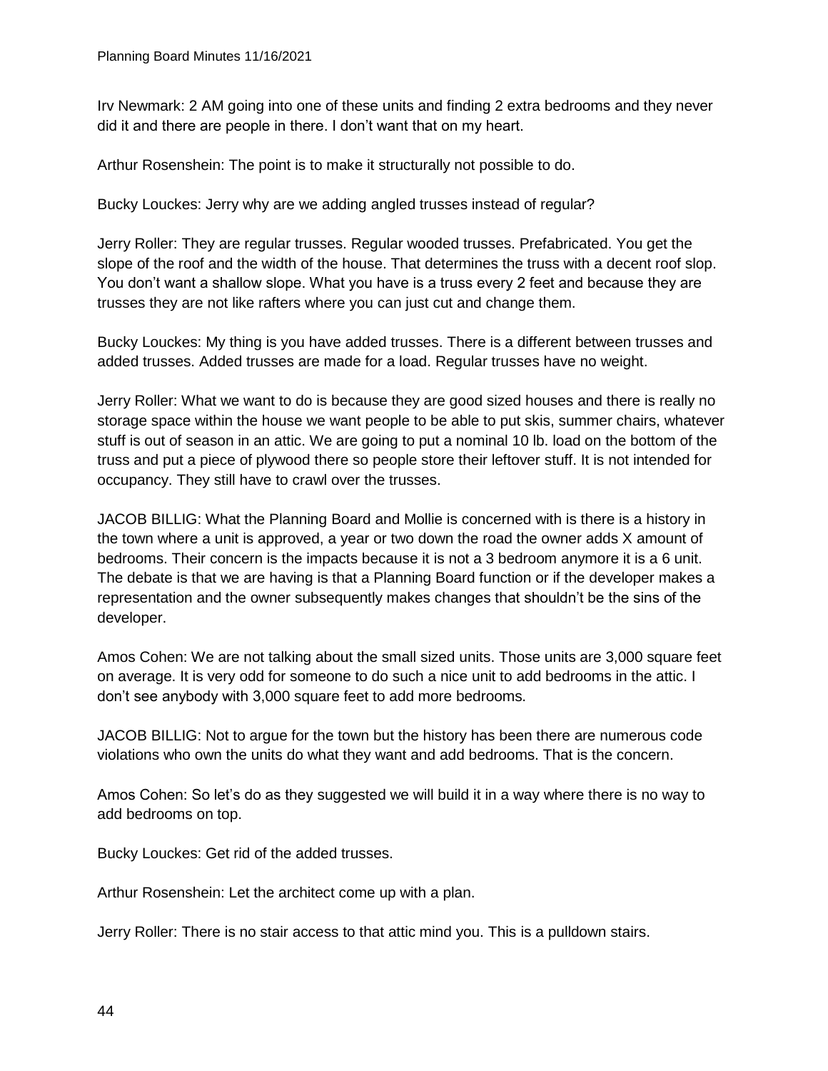Irv Newmark: 2 AM going into one of these units and finding 2 extra bedrooms and they never did it and there are people in there. I don't want that on my heart.

Arthur Rosenshein: The point is to make it structurally not possible to do.

Bucky Louckes: Jerry why are we adding angled trusses instead of regular?

Jerry Roller: They are regular trusses. Regular wooded trusses. Prefabricated. You get the slope of the roof and the width of the house. That determines the truss with a decent roof slop. You don't want a shallow slope. What you have is a truss every 2 feet and because they are trusses they are not like rafters where you can just cut and change them.

Bucky Louckes: My thing is you have added trusses. There is a different between trusses and added trusses. Added trusses are made for a load. Regular trusses have no weight.

Jerry Roller: What we want to do is because they are good sized houses and there is really no storage space within the house we want people to be able to put skis, summer chairs, whatever stuff is out of season in an attic. We are going to put a nominal 10 lb. load on the bottom of the truss and put a piece of plywood there so people store their leftover stuff. It is not intended for occupancy. They still have to crawl over the trusses.

JACOB BILLIG: What the Planning Board and Mollie is concerned with is there is a history in the town where a unit is approved, a year or two down the road the owner adds X amount of bedrooms. Their concern is the impacts because it is not a 3 bedroom anymore it is a 6 unit. The debate is that we are having is that a Planning Board function or if the developer makes a representation and the owner subsequently makes changes that shouldn't be the sins of the developer.

Amos Cohen: We are not talking about the small sized units. Those units are 3,000 square feet on average. It is very odd for someone to do such a nice unit to add bedrooms in the attic. I don't see anybody with 3,000 square feet to add more bedrooms.

JACOB BILLIG: Not to argue for the town but the history has been there are numerous code violations who own the units do what they want and add bedrooms. That is the concern.

Amos Cohen: So let's do as they suggested we will build it in a way where there is no way to add bedrooms on top.

Bucky Louckes: Get rid of the added trusses.

Arthur Rosenshein: Let the architect come up with a plan.

Jerry Roller: There is no stair access to that attic mind you. This is a pulldown stairs.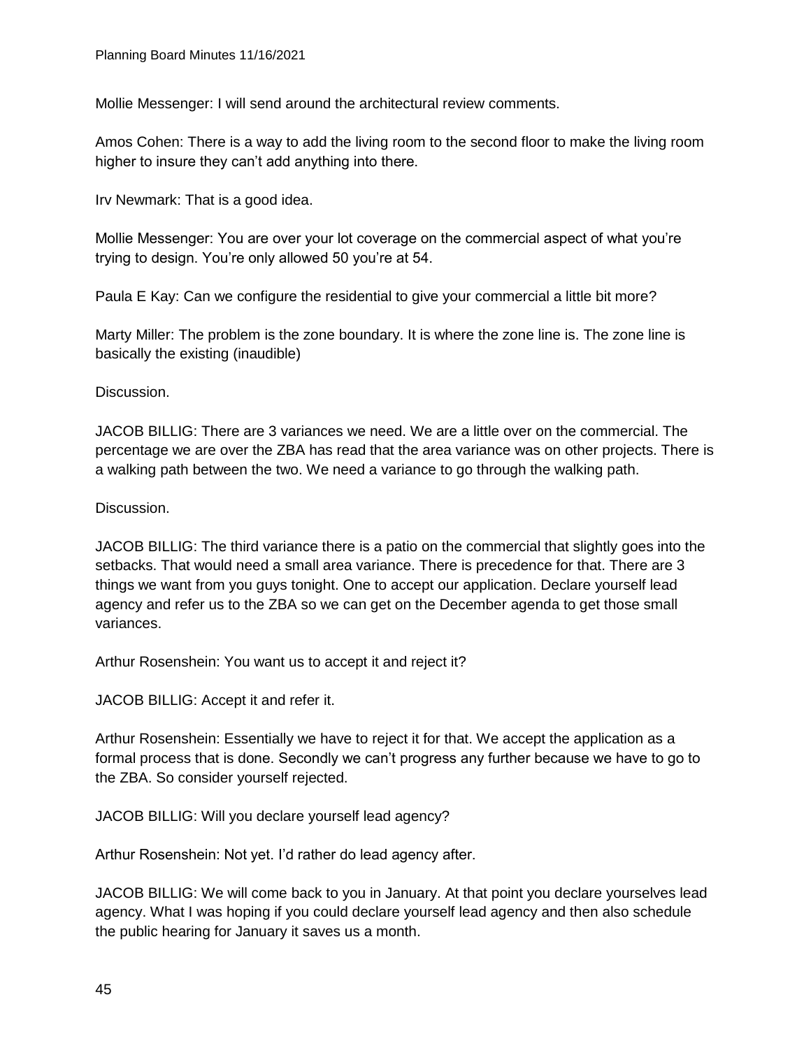Mollie Messenger: I will send around the architectural review comments.

Amos Cohen: There is a way to add the living room to the second floor to make the living room higher to insure they can't add anything into there.

Irv Newmark: That is a good idea.

Mollie Messenger: You are over your lot coverage on the commercial aspect of what you're trying to design. You're only allowed 50 you're at 54.

Paula E Kay: Can we configure the residential to give your commercial a little bit more?

Marty Miller: The problem is the zone boundary. It is where the zone line is. The zone line is basically the existing (inaudible)

Discussion.

JACOB BILLIG: There are 3 variances we need. We are a little over on the commercial. The percentage we are over the ZBA has read that the area variance was on other projects. There is a walking path between the two. We need a variance to go through the walking path.

Discussion.

JACOB BILLIG: The third variance there is a patio on the commercial that slightly goes into the setbacks. That would need a small area variance. There is precedence for that. There are 3 things we want from you guys tonight. One to accept our application. Declare yourself lead agency and refer us to the ZBA so we can get on the December agenda to get those small variances.

Arthur Rosenshein: You want us to accept it and reject it?

JACOB BILLIG: Accept it and refer it.

Arthur Rosenshein: Essentially we have to reject it for that. We accept the application as a formal process that is done. Secondly we can't progress any further because we have to go to the ZBA. So consider yourself rejected.

JACOB BILLIG: Will you declare yourself lead agency?

Arthur Rosenshein: Not yet. I'd rather do lead agency after.

JACOB BILLIG: We will come back to you in January. At that point you declare yourselves lead agency. What I was hoping if you could declare yourself lead agency and then also schedule the public hearing for January it saves us a month.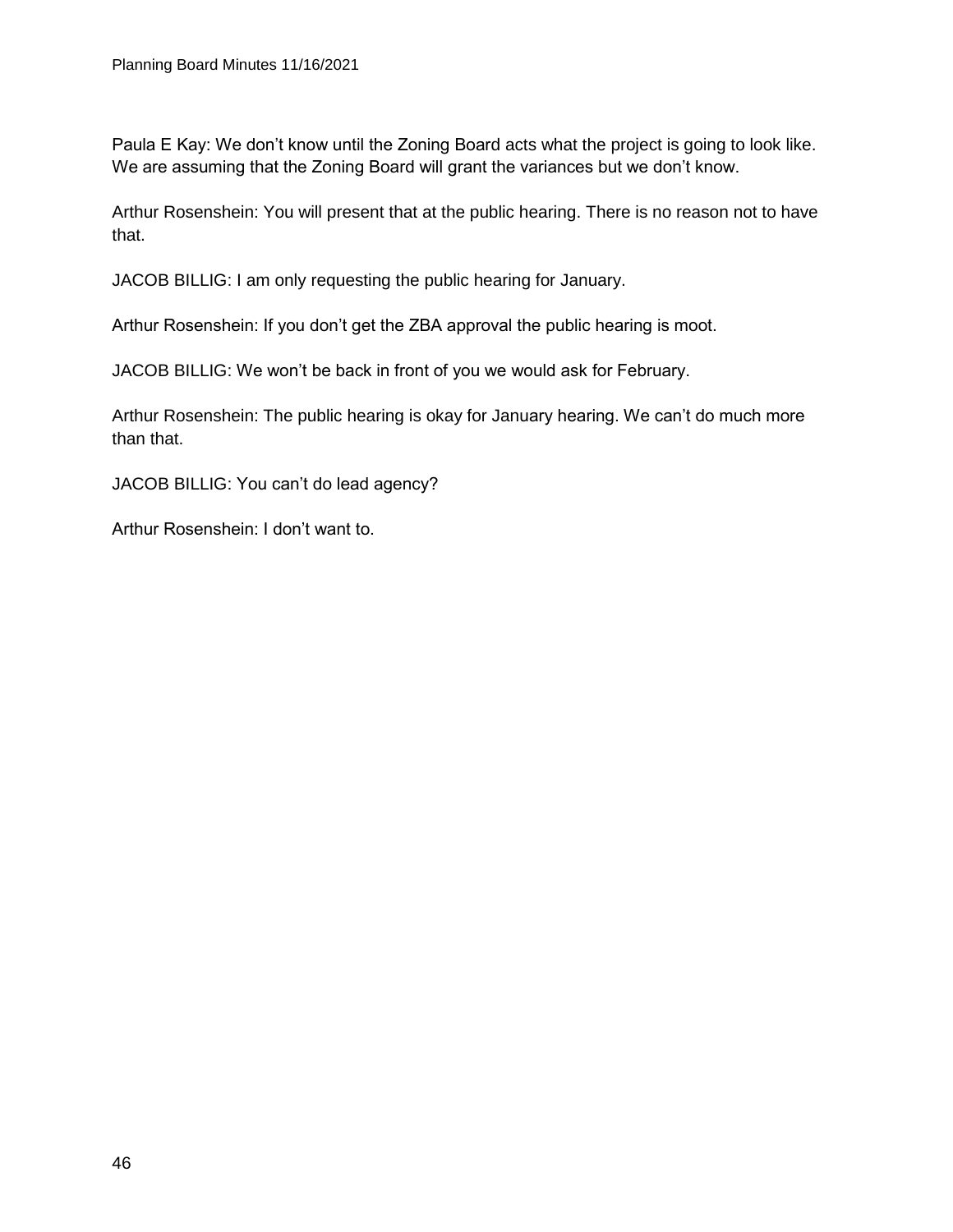Paula E Kay: We don’t know until the Zoning Board acts what the project is going to look like. We are assuming that the Zoning Board will grant the variances but we don’t know.

Arthur Rosenshein: You will present that at the public hearing. There is no reason not to have that.

JACOB BILLIG: I am only requesting the public hearing for January.

Arthur Rosenshein: If you don’t get the ZBA approval the public hearing is moot.

JACOB BILLIG: We won’t be back in front of you we would ask for February.

Arthur Rosenshein: The public hearing is okay for January hearing. We can’t do much more than that.

JACOB BILLIG: You can’t do lead agency?

Arthur Rosenshein: I don’t want to.